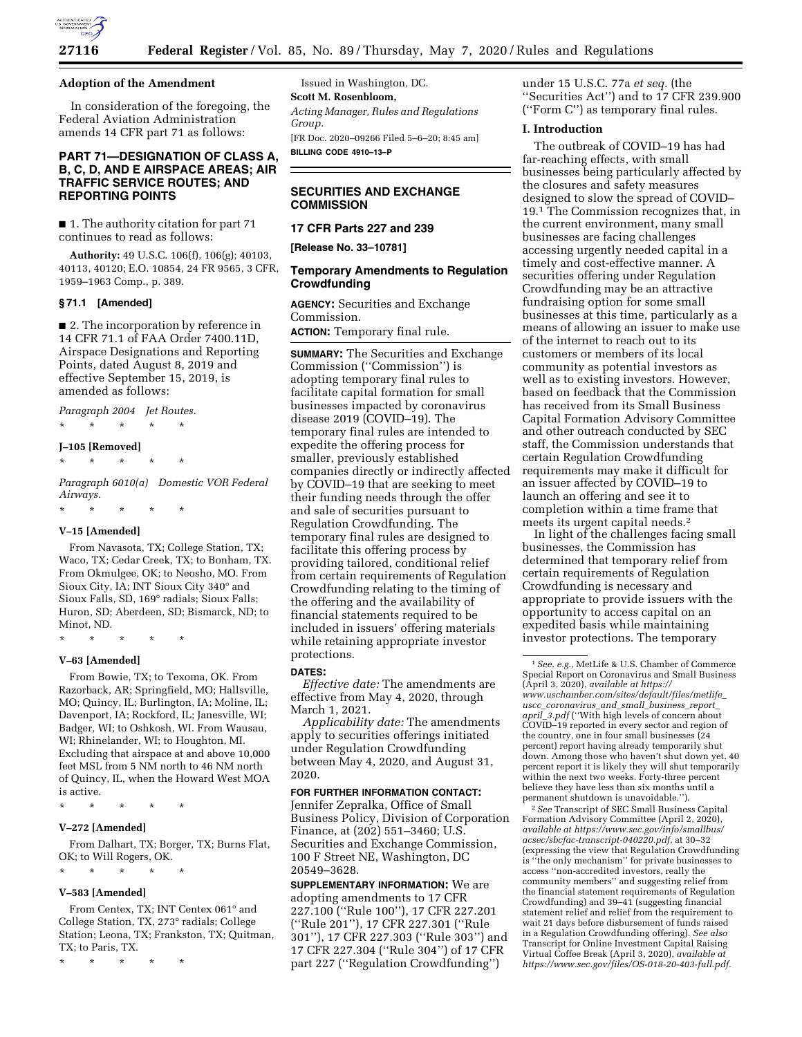## Adoption of the Amendment

In consideration of the foregoing, the Federal Aviation Administration amends 14 CFR part 71 as follows:

## PART 71—DESIGNATION OF CLASS A, B, C, D, AND E AIRSPACE AREAS; AIR TRAFFIC SERVICE ROUTES; AND REPORTING POINTS

■ 1. The authority citation for part 71 continues to read as follows:

**Authority:** 49 U.S.C. 106(f), 106(g); 40103, 40113, 40120; E.O. 10854, 24 FR 9565, 3 CFR, 1959–1963 Comp., p. 389.

### § 71.1 [Amended]

■ 2. The incorporation by reference in 14 CFR 71.1 of FAA Order 7400.11D, Airspace Designations and Reporting Points, dated August 8, 2019 and effective September 15, 2019, is amended as follows:

*Paragraph 2004 Jet Routes.*

\* \* \* \* \*

### J–105 [Removed]

\* \* \* \* \*

*Paragraph 6010(a) Domestic VOR Federal Airways.*

\* \* \* \* \*

### V–15 [Amended]

From Navasota, TX; College Station, TX; Waco, TX; Cedar Creek, TX; to Bonham, TX. From Okmulgee, OK; to Neosho, MO. From Sioux City, IA; INT Sioux City 340° and Sioux Falls, SD, 169° radials; Sioux Falls; Huron, SD; Aberdeen, SD; Bismarck, ND; to Minot, ND.

\* \* \* \* \*

### V–63 [Amended]

From Bowie, TX; to Texoma, OK. From Razorback, AR; Springfield, MO; Hallsville, MO; Quincy, IL; Burlington, IA; Moline, IL; Davenport, IA; Rockford, IL; Janesville, WI; Badger, WI; to Oshkosh, WI. From Wausau, WI; Rhinelander, WI; to Houghton, MI. Excluding that airspace at and above 10,000 feet MSL from 5 NM north to 46 NM north of Quincy, IL, when the Howard West MOA is active.

\* \* \* \* \*

### V–272 [Amended]

From Dalhart, TX; Borger, TX; Burns Flat, OK; to Will Rogers, OK.

\* \* \* \* \*

### V–583 [Amended]

From Centex, TX; INT Centex 061° and College Station, TX, 273° radials; College Station; Leona, TX; Frankston, TX; Quitman, TX; to Paris, TX.

\* \* \* \* \*

Issued in Washington, DC.

**Scott M. Rosenbloom,**

*Acting Manager, Rules and Regulations Group.*

[FR Doc. 2020–09266 Filed 5–6–20; 8:45 am]

**BILLING CODE 4910–13–P**

---

## SECURITIES AND EXCHANGE COMMISSION

## 17 CFR Parts 227 and 239

**[Release No. 33–10781]**

## Temporary Amendments to Regulation Crowdfunding

**AGENCY:** Securities and Exchange Commission.

**ACTION:** Temporary final rule.

**SUMMARY:** The Securities and Exchange Commission ("Commission") is adopting temporary final rules to facilitate capital formation for small businesses impacted by coronavirus disease 2019 (COVID–19). The temporary final rules are intended to expedite the offering process for smaller, previously established companies directly or indirectly affected by COVID–19 that are seeking to meet their funding needs through the offer and sale of securities pursuant to Regulation Crowdfunding. The temporary final rules are designed to facilitate this offering process by providing tailored, conditional relief from certain requirements of Regulation Crowdfunding relating to the timing of the offering and the availability of financial statements required to be included in issuers' offering materials while retaining appropriate investor protections.

**DATES:**

*Effective date:* The amendments are effective from May 4, 2020, through March 1, 2021.

*Applicability date:* The amendments apply to securities offerings initiated under Regulation Crowdfunding between May 4, 2020, and August 31, 2020.

**FOR FURTHER INFORMATION CONTACT:** Jennifer Zepralka, Office of Small Business Policy, Division of Corporation Finance, at (202) 551–3460; U.S. Securities and Exchange Commission, 100 F Street NE, Washington, DC 20549–3628.

**SUPPLEMENTARY INFORMATION:** We are adopting amendments to 17 CFR 227.100 ("Rule 100"), 17 CFR 227.201 ("Rule 201"), 17 CFR 227.301 ("Rule 301"), 17 CFR 227.303 ("Rule 303") and 17 CFR 227.304 ("Rule 304") of 17 CFR part 227 ("Regulation Crowdfunding") under 15 U.S.C. 77a *et seq.* (the "Securities Act") and to 17 CFR 239.900 ("Form C") as temporary final rules.

### I. Introduction

The outbreak of COVID–19 has had far-reaching effects, with small businesses being particularly affected by the closures and safety measures designed to slow the spread of COVID–19.[1] The Commission recognizes that, in the current environment, many small businesses are facing challenges accessing urgently needed capital in a timely and cost-effective manner. A securities offering under Regulation Crowdfunding may be an attractive fundraising option for some small businesses at this time, particularly as a means of allowing an issuer to make use of the internet to reach out to its customers or members of its local community as potential investors as well as to existing investors. However, based on feedback that the Commission has received from its Small Business Capital Formation Advisory Committee and other outreach conducted by SEC staff, the Commission understands that certain Regulation Crowdfunding requirements may make it difficult for an issuer affected by COVID–19 to launch an offering and see it to completion within a time frame that meets its urgent capital needs.[2]

In light of the challenges facing small businesses, the Commission has determined that temporary relief from certain requirements of Regulation Crowdfunding is necessary and appropriate to provide issuers with the opportunity to access capital on an expedited basis while maintaining investor protections. The temporary

---

[1] *See, e.g.,* MetLife & U.S. Chamber of Commerce Special Report on Coronavirus and Small Business (April 3, 2020), *available at https://www.uschamber.com/sites/default/files/metlife_uscc_coronavirus_and_small_business_report_april_3.pdf* ("With high levels of concern about COVID–19 reported in every sector and region of the country, one in four small businesses (24 percent) report having already temporarily shut down. Among those who haven't shut down yet, 40 percent report it is likely they will shut temporarily within the next two weeks. Forty-three percent believe they have less than six months until a permanent shutdown is unavoidable.").

[2] *See* Transcript of SEC Small Business Capital Formation Advisory Committee (April 2, 2020), *available at https://www.sec.gov/info/smallbus/acsec/sbcfac-transcript-040220.pdf*, at 30–32 (expressing the view that Regulation Crowdfunding is "the only mechanism" for private businesses to access "non-accredited investors, really the community members" and suggesting relief from the financial statement requirements of Regulation Crowdfunding) and 39–41 (suggesting financial statement relief and relief from the requirement to wait 21 days before disbursement of funds raised in a Regulation Crowdfunding offering). *See also* Transcript for Online Investment Capital Raising Virtual Coffee Break (April 3, 2020), *available at https://www.sec.gov/files/OS-018-20-403-full.pdf.*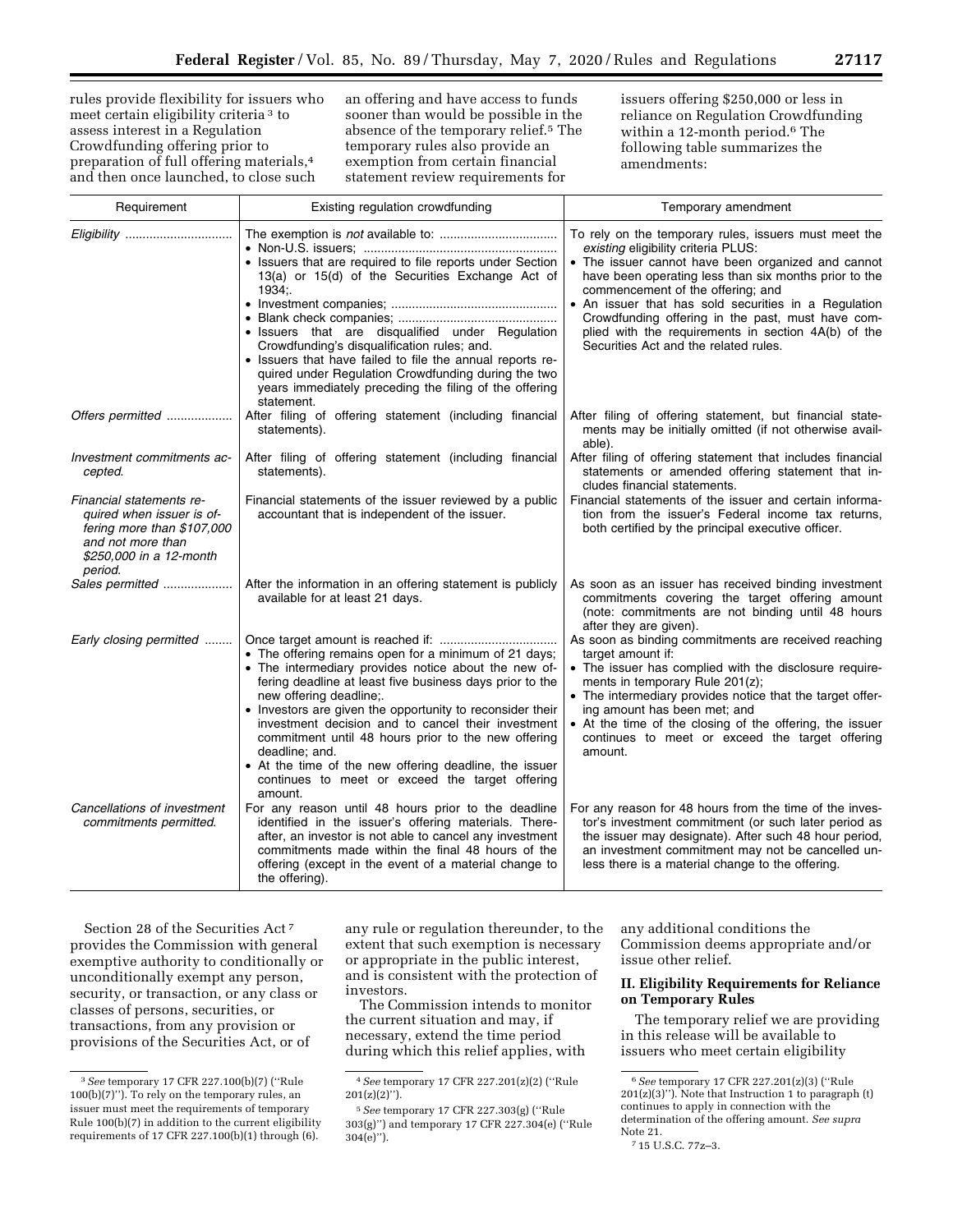rules provide flexibility for issuers who meet certain eligibility criteria [3] to assess interest in a Regulation Crowdfunding offering prior to preparation of full offering materials,[4] and then once launched, to close such an offering and have access to funds sooner than would be possible in the absence of the temporary relief.[5] The temporary rules also provide an exemption from certain financial statement review requirements for issuers offering $250,000 or less in reliance on Regulation Crowdfunding within a 12-month period.[6] The following table summarizes the amendments:

| Requirement | Existing regulation crowdfunding | Temporary amendment |
|---|---|---|
| *Eligibility* | The exemption is *not* available to:<br>• Non-U.S. issuers;<br>• Issuers that are required to file reports under Section 13(a) or 15(d) of the Securities Exchange Act of 1934;.<br>• Investment companies;<br>• Blank check companies;<br>• Issuers that are disqualified under Regulation Crowdfunding's disqualification rules; and.<br>• Issuers that have failed to file the annual reports required under Regulation Crowdfunding during the two years immediately preceding the filing of the offering statement. | To rely on the temporary rules, issuers must meet the *existing* eligibility criteria PLUS:<br>• The issuer cannot have been organized and cannot have been operating less than six months prior to the commencement of the offering; and<br>• An issuer that has sold securities in a Regulation Crowdfunding offering in the past, must have complied with the requirements in section 4A(b) of the Securities Act and the related rules. |
| *Offers permitted* | After filing of offering statement (including financial statements). | After filing of offering statement, but financial statements may be initially omitted (if not otherwise available). |
| *Investment commitments accepted.* | After filing of offering statement (including financial statements). | After filing of offering statement that includes financial statements or amended offering statement that includes financial statements. |
| *Financial statements required when issuer is offering more than $107,000 and not more than $250,000 in a 12-month period.* | Financial statements of the issuer reviewed by a public accountant that is independent of the issuer. | Financial statements of the issuer and certain information from the issuer's Federal income tax returns, both certified by the principal executive officer. |
| *Sales permitted* | After the information in an offering statement is publicly available for at least 21 days. | As soon as an issuer has received binding investment commitments covering the target offering amount (note: commitments are not binding until 48 hours after they are given). |
| *Early closing permitted* | Once target amount is reached if:<br>• The offering remains open for a minimum of 21 days;<br>• The intermediary provides notice about the new offering deadline at least five business days prior to the new offering deadline;.<br>• Investors are given the opportunity to reconsider their investment decision and to cancel their investment commitment until 48 hours prior to the new offering deadline; and.<br>• At the time of the new offering deadline, the issuer continues to meet or exceed the target offering amount. | As soon as binding commitments are received reaching target amount if:<br>• The issuer has complied with the disclosure requirements in temporary Rule 201(z);<br>• The intermediary provides notice that the target offering amount has been met; and<br>• At the time of the closing of the offering, the issuer continues to meet or exceed the target offering amount. |
| *Cancellations of investment commitments permitted.* | For any reason until 48 hours prior to the deadline identified in the issuer's offering materials. Thereafter, an investor is not able to cancel any investment commitments made within the final 48 hours of the offering (except in the event of a material change to the offering). | For any reason for 48 hours from the time of the investor's investment commitment (or such later period as the issuer may designate). After such 48 hour period, an investment commitment may not be cancelled unless there is a material change to the offering. |

Section 28 of the Securities Act [7] provides the Commission with general exemptive authority to conditionally or unconditionally exempt any person, security, or transaction, or any class or classes of persons, securities, or transactions, from any provision or provisions of the Securities Act, or of any rule or regulation thereunder, to the extent that such exemption is necessary or appropriate in the public interest, and is consistent with the protection of investors.

The Commission intends to monitor the current situation and may, if necessary, extend the time period during which this relief applies, with any additional conditions the Commission deems appropriate and/or issue other relief.

## II. Eligibility Requirements for Reliance on Temporary Rules

The temporary relief we are providing in this release will be available to issuers who meet certain eligibility

---

[3] *See* temporary 17 CFR 227.100(b)(7) (''Rule 100(b)(7)''). To rely on the temporary rules, an issuer must meet the requirements of temporary Rule 100(b)(7) in addition to the current eligibility requirements of 17 CFR 227.100(b)(1) through (6).

[4] *See* temporary 17 CFR 227.201(z)(2) (''Rule 201(z)(2)'').

[5] *See* temporary 17 CFR 227.303(g) (''Rule 303(g)'') and temporary 17 CFR 227.304(e) (''Rule 304(e)'').

[6] *See* temporary 17 CFR 227.201(z)(3) (''Rule 201(z)(3)''). Note that Instruction 1 to paragraph (t) continues to apply in connection with the determination of the offering amount. *See supra* Note 21.

[7] 15 U.S.C. 77z–3.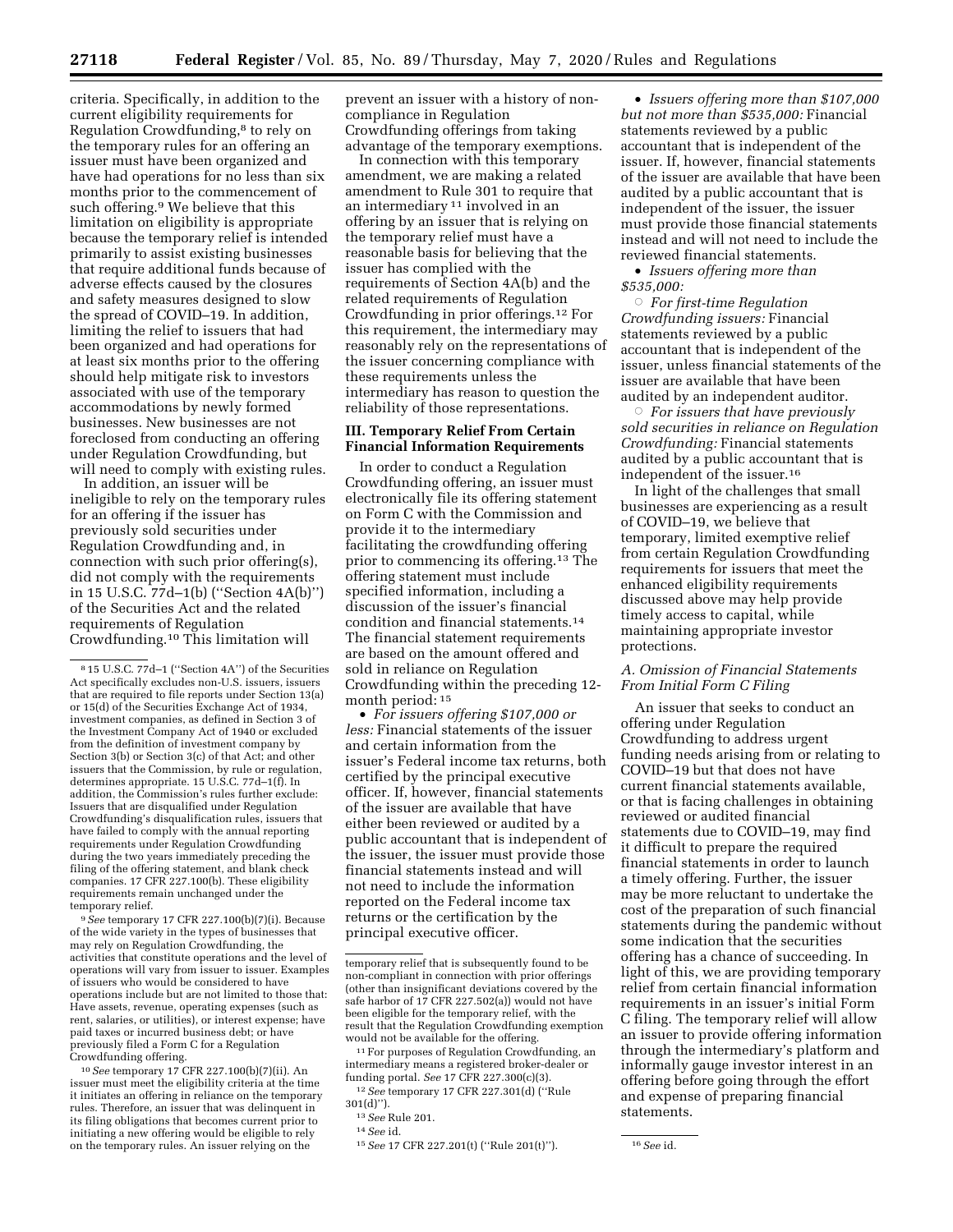criteria. Specifically, in addition to the current eligibility requirements for Regulation Crowdfunding,[8] to rely on the temporary rules for an offering an issuer must have been organized and have had operations for no less than six months prior to the commencement of such offering.[9] We believe that this limitation on eligibility is appropriate because the temporary relief is intended primarily to assist existing businesses that require additional funds because of adverse effects caused by the closures and safety measures designed to slow the spread of COVID–19. In addition, limiting the relief to issuers that had been organized and had operations for at least six months prior to the offering should help mitigate risk to investors associated with use of the temporary accommodations by newly formed businesses. New businesses are not foreclosed from conducting an offering under Regulation Crowdfunding, but will need to comply with existing rules.

In addition, an issuer will be ineligible to rely on the temporary rules for an offering if the issuer has previously sold securities under Regulation Crowdfunding and, in connection with such prior offering(s), did not comply with the requirements in 15 U.S.C. 77d–1(b) (''Section 4A(b)'') of the Securities Act and the related requirements of Regulation Crowdfunding.[10] This limitation will prevent an issuer with a history of non-compliance in Regulation Crowdfunding offerings from taking advantage of the temporary exemptions.

In connection with this temporary amendment, we are making a related amendment to Rule 301 to require that an intermediary[11] involved in an offering by an issuer that is relying on the temporary relief must have a reasonable basis for believing that the issuer has complied with the requirements of Section 4A(b) and the related requirements of Regulation Crowdfunding in prior offerings.[12] For this requirement, the intermediary may reasonably rely on the representations of the issuer concerning compliance with these requirements unless the intermediary has reason to question the reliability of those representations.

## III. Temporary Relief From Certain Financial Information Requirements

In order to conduct a Regulation Crowdfunding offering, an issuer must electronically file its offering statement on Form C with the Commission and provide it to the intermediary facilitating the crowdfunding offering prior to commencing its offering.[13] The offering statement must include specified information, including a discussion of the issuer's financial condition and financial statements.[14] The financial statement requirements are based on the amount offered and sold in reliance on Regulation Crowdfunding within the preceding 12-month period:[15]

- *For issuers offering $107,000 or less:* Financial statements of the issuer and certain information from the issuer's Federal income tax returns, both certified by the principal executive officer. If, however, financial statements of the issuer are available that have either been reviewed or audited by a public accountant that is independent of the issuer, the issuer must provide those financial statements instead and will not need to include the information reported on the Federal income tax returns or the certification by the principal executive officer.
- *Issuers offering more than $107,000 but not more than $535,000:* Financial statements reviewed by a public accountant that is independent of the issuer. If, however, financial statements of the issuer are available that have been audited by a public accountant that is independent of the issuer, the issuer must provide those financial statements instead and will not need to include the reviewed financial statements.
- *Issuers offering more than $535,000:*
  - *For first-time Regulation Crowdfunding issuers:* Financial statements reviewed by a public accountant that is independent of the issuer, unless financial statements of the issuer are available that have been audited by an independent auditor.
  - *For issuers that have previously sold securities in reliance on Regulation Crowdfunding:* Financial statements audited by a public accountant that is independent of the issuer.[16]

In light of the challenges that small businesses are experiencing as a result of COVID–19, we believe that temporary, limited exemptive relief from certain Regulation Crowdfunding requirements for issuers that meet the enhanced eligibility requirements discussed above may help provide timely access to capital, while maintaining appropriate investor protections.

### A. Omission of Financial Statements From Initial Form C Filing

An issuer that seeks to conduct an offering under Regulation Crowdfunding to address urgent funding needs arising from or relating to COVID–19 but that does not have current financial statements available, or that is facing challenges in obtaining reviewed or audited financial statements due to COVID–19, may find it difficult to prepare the required financial statements in order to launch a timely offering. Further, the issuer may be more reluctant to undertake the cost of the preparation of such financial statements during the pandemic without some indication that the securities offering has a chance of succeeding. In light of this, we are providing temporary relief from certain financial information requirements in an issuer's initial Form C filing. The temporary relief will allow an issuer to provide offering information through the intermediary's platform and informally gauge investor interest in an offering before going through the effort and expense of preparing financial statements.

---

[8] 15 U.S.C. 77d–1 (''Section 4A'') of the Securities Act specifically excludes non-U.S. issuers, issuers that are required to file reports under Section 13(a) or 15(d) of the Securities Exchange Act of 1934, investment companies, as defined in Section 3 of the Investment Company Act of 1940 or excluded from the definition of investment company by Section 3(b) or Section 3(c) of that Act; and other issuers that the Commission, by rule or regulation, determines appropriate. 15 U.S.C. 77d–1(f). In addition, the Commission's rules further exclude: Issuers that are disqualified under Regulation Crowdfunding's disqualification rules, issuers that have failed to comply with the annual reporting requirements under Regulation Crowdfunding during the two years immediately preceding the filing of the offering statement, and blank check companies. 17 CFR 227.100(b). These eligibility requirements remain unchanged under the temporary relief.

[9] *See* temporary 17 CFR 227.100(b)(7)(i). Because of the wide variety in the types of businesses that may rely on Regulation Crowdfunding, the activities that constitute operations and the level of operations will vary from issuer to issuer. Examples of issuers who would be considered to have operations include but are not limited to those that: Have assets, revenue, operating expenses (such as rent, salaries, or utilities), or interest expense; have paid taxes or incurred business debt; or have previously filed a Form C for a Regulation Crowdfunding offering.

[10] *See* temporary 17 CFR 227.100(b)(7)(ii). An issuer must meet the eligibility criteria at the time it initiates an offering in reliance on the temporary rules. Therefore, an issuer that was delinquent in its filing obligations that becomes current prior to initiating a new offering would be eligible to rely on the temporary rules. An issuer relying on the temporary relief that is subsequently found to be non-compliant in connection with prior offerings (other than insignificant deviations covered by the safe harbor of 17 CFR 227.502(a)) would not have been eligible for the temporary relief, with the result that the Regulation Crowdfunding exemption would not be available for the offering.

[11] For purposes of Regulation Crowdfunding, an intermediary means a registered broker-dealer or funding portal. *See* 17 CFR 227.300(c)(3).

[12] *See* temporary 17 CFR 227.301(d) (''Rule 301(d)'').

[13] *See* Rule 201.

[14] *See* id.

[15] *See* 17 CFR 227.201(t) (''Rule 201(t)'').

[16] *See* id.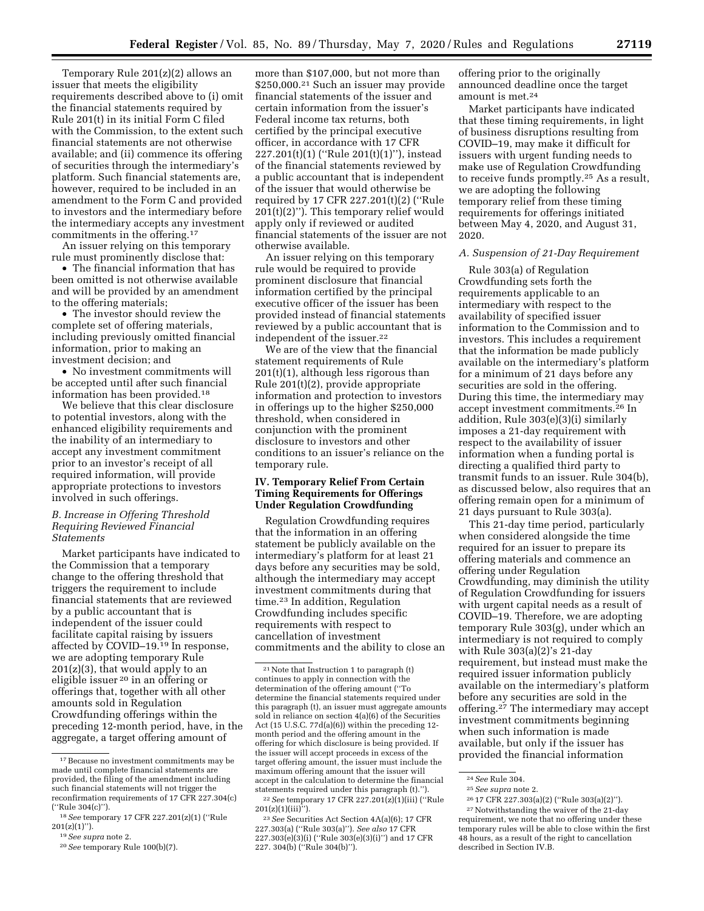Temporary Rule 201(z)(2) allows an issuer that meets the eligibility requirements described above to (i) omit the financial statements required by Rule 201(t) in its initial Form C filed with the Commission, to the extent such financial statements are not otherwise available; and (ii) commence its offering of securities through the intermediary's platform. Such financial statements are, however, required to be included in an amendment to the Form C and provided to investors and the intermediary before the intermediary accepts any investment commitments in the offering.[17]

An issuer relying on this temporary rule must prominently disclose that:

- The financial information that has been omitted is not otherwise available and will be provided by an amendment to the offering materials;
- The investor should review the complete set of offering materials, including previously omitted financial information, prior to making an investment decision; and
- No investment commitments will be accepted until after such financial information has been provided.[18]

We believe that this clear disclosure to potential investors, along with the enhanced eligibility requirements and the inability of an intermediary to accept any investment commitment prior to an investor's receipt of all required information, will provide appropriate protections to investors involved in such offerings.

### B. Increase in Offering Threshold Requiring Reviewed Financial Statements

Market participants have indicated to the Commission that a temporary change to the offering threshold that triggers the requirement to include financial statements that are reviewed by a public accountant that is independent of the issuer could facilitate capital raising by issuers affected by COVID–19.[19] In response, we are adopting temporary Rule 201(z)(3), that would apply to an eligible issuer[20] in an offering or offerings that, together with all other amounts sold in Regulation Crowdfunding offerings within the preceding 12-month period, have, in the aggregate, a target offering amount of more than $107,000, but not more than $250,000.[21] Such an issuer may provide financial statements of the issuer and certain information from the issuer's Federal income tax returns, both certified by the principal executive officer, in accordance with 17 CFR 227.201(t)(1) (''Rule 201(t)(1)''), instead of the financial statements reviewed by a public accountant that is independent of the issuer that would otherwise be required by 17 CFR 227.201(t)(2) (''Rule 201(t)(2)''). This temporary relief would apply only if reviewed or audited financial statements of the issuer are not otherwise available.

An issuer relying on this temporary rule would be required to provide prominent disclosure that financial information certified by the principal executive officer of the issuer has been provided instead of financial statements reviewed by a public accountant that is independent of the issuer.[22]

We are of the view that the financial statement requirements of Rule 201(t)(1), although less rigorous than Rule 201(t)(2), provide appropriate information and protection to investors in offerings up to the higher $250,000 threshold, when considered in conjunction with the prominent disclosure to investors and other conditions to an issuer's reliance on the temporary rule.

## IV. Temporary Relief From Certain Timing Requirements for Offerings Under Regulation Crowdfunding

Regulation Crowdfunding requires that the information in an offering statement be publicly available on the intermediary's platform for at least 21 days before any securities may be sold, although the intermediary may accept investment commitments during that time.[23] In addition, Regulation Crowdfunding includes specific requirements with respect to cancellation of investment commitments and the ability to close an offering prior to the originally announced deadline once the target amount is met.[24]

Market participants have indicated that these timing requirements, in light of business disruptions resulting from COVID–19, may make it difficult for issuers with urgent funding needs to make use of Regulation Crowdfunding to receive funds promptly.[25] As a result, we are adopting the following temporary relief from these timing requirements for offerings initiated between May 4, 2020, and August 31, 2020.

### A. Suspension of 21-Day Requirement

Rule 303(a) of Regulation Crowdfunding sets forth the requirements applicable to an intermediary with respect to the availability of specified issuer information to the Commission and to investors. This includes a requirement that the information be made publicly available on the intermediary's platform for a minimum of 21 days before any securities are sold in the offering. During this time, the intermediary may accept investment commitments.[26] In addition, Rule 303(e)(3)(i) similarly imposes a 21-day requirement with respect to the availability of issuer information when a funding portal is directing a qualified third party to transmit funds to an issuer. Rule 304(b), as discussed below, also requires that an offering remain open for a minimum of 21 days pursuant to Rule 303(a).

This 21-day time period, particularly when considered alongside the time required for an issuer to prepare its offering materials and commence an offering under Regulation Crowdfunding, may diminish the utility of Regulation Crowdfunding for issuers with urgent capital needs as a result of COVID–19. Therefore, we are adopting temporary Rule 303(g), under which an intermediary is not required to comply with Rule 303(a)(2)'s 21-day requirement, but instead must make the required issuer information publicly available on the intermediary's platform before any securities are sold in the offering.[27] The intermediary may accept investment commitments beginning when such information is made available, but only if the issuer has provided the financial information

---

[17] Because no investment commitments may be made until complete financial statements are provided, the filing of the amendment including such financial statements will not trigger the reconfirmation requirements of 17 CFR 227.304(c) (''Rule 304(c)'').

[18] *See* temporary 17 CFR 227.201(z)(1) (''Rule 201(z)(1)'').

[19] *See supra* note 2.

[20] *See* temporary Rule 100(b)(7).

[21] Note that Instruction 1 to paragraph (t) continues to apply in connection with the determination of the offering amount (''To determine the financial statements required under this paragraph (t), an issuer must aggregate amounts sold in reliance on section 4(a)(6) of the Securities Act (15 U.S.C. 77d(a)(6)) within the preceding 12-month period and the offering amount in the offering for which disclosure is being provided. If the issuer will accept proceeds in excess of the target offering amount, the issuer must include the maximum offering amount that the issuer will accept in the calculation to determine the financial statements required under this paragraph (t).'').

[22] *See* temporary 17 CFR 227.201(z)(1)(iii) (''Rule 201(z)(1)(iii)'').

[23] *See* Securities Act Section 4A(a)(6); 17 CFR 227.303(a) (''Rule 303(a)''). *See also* 17 CFR 227.303(e)(3)(i) (''Rule 303(e)(3)(i)'') and 17 CFR 227. 304(b) (''Rule 304(b)'').

[24] *See* Rule 304.

[25] *See supra* note 2.

[26] 17 CFR 227.303(a)(2) (''Rule 303(a)(2)'').

[27] Notwithstanding the waiver of the 21-day requirement, we note that no offering under these temporary rules will be able to close within the first 48 hours, as a result of the right to cancellation described in Section IV.B.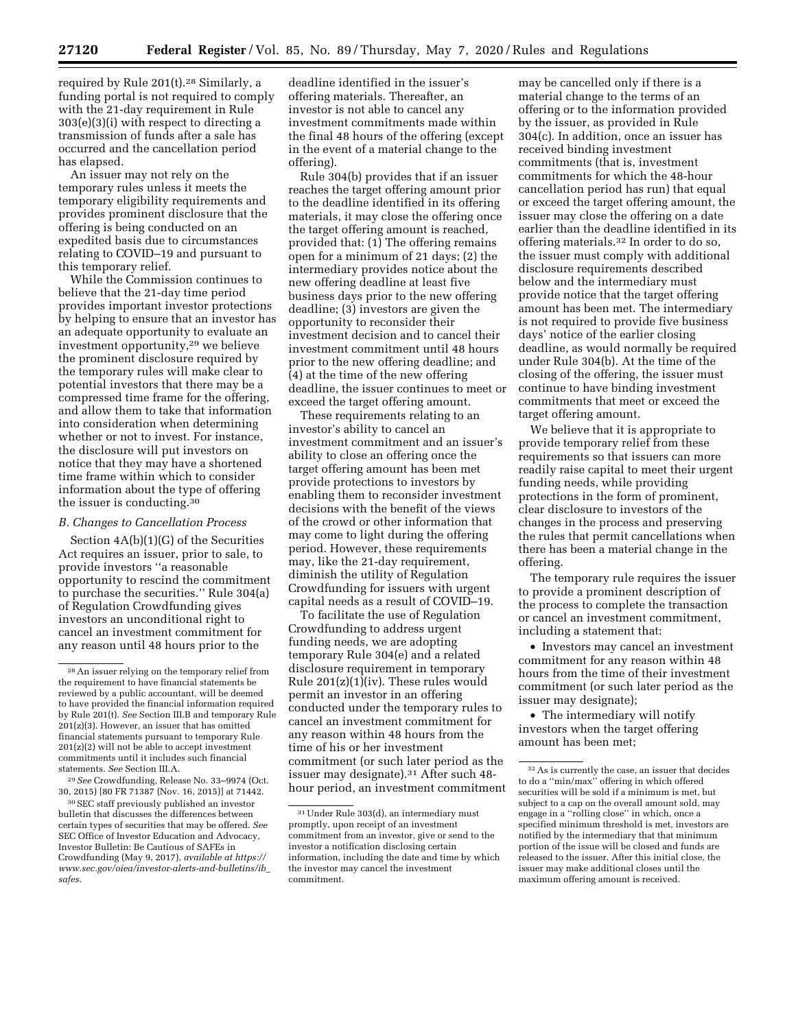required by Rule 201(t).[28] Similarly, a funding portal is not required to comply with the 21-day requirement in Rule 303(e)(3)(i) with respect to directing a transmission of funds after a sale has occurred and the cancellation period has elapsed.

An issuer may not rely on the temporary rules unless it meets the temporary eligibility requirements and provides prominent disclosure that the offering is being conducted on an expedited basis due to circumstances relating to COVID–19 and pursuant to this temporary relief.

While the Commission continues to believe that the 21-day time period provides important investor protections by helping to ensure that an investor has an adequate opportunity to evaluate an investment opportunity,[29] we believe the prominent disclosure required by the temporary rules will make clear to potential investors that there may be a compressed time frame for the offering, and allow them to take that information into consideration when determining whether or not to invest. For instance, the disclosure will put investors on notice that they may have a shortened time frame within which to consider information about the type of offering the issuer is conducting.[30]

### B. Changes to Cancellation Process

Section 4A(b)(1)(G) of the Securities Act requires an issuer, prior to sale, to provide investors "a reasonable opportunity to rescind the commitment to purchase the securities." Rule 304(a) of Regulation Crowdfunding gives investors an unconditional right to cancel an investment commitment for any reason until 48 hours prior to the deadline identified in the issuer's offering materials. Thereafter, an investor is not able to cancel any investment commitments made within the final 48 hours of the offering (except in the event of a material change to the offering).

Rule 304(b) provides that if an issuer reaches the target offering amount prior to the deadline identified in its offering materials, it may close the offering once the target offering amount is reached, provided that: (1) The offering remains open for a minimum of 21 days; (2) the intermediary provides notice about the new offering deadline at least five business days prior to the new offering deadline; (3) investors are given the opportunity to reconsider their investment decision and to cancel their investment commitment until 48 hours prior to the new offering deadline; and (4) at the time of the new offering deadline, the issuer continues to meet or exceed the target offering amount.

These requirements relating to an investor's ability to cancel an investment commitment and an issuer's ability to close an offering once the target offering amount has been met provide protections to investors by enabling them to reconsider investment decisions with the benefit of the views of the crowd or other information that may come to light during the offering period. However, these requirements may, like the 21-day requirement, diminish the utility of Regulation Crowdfunding for issuers with urgent capital needs as a result of COVID–19.

To facilitate the use of Regulation Crowdfunding to address urgent funding needs, we are adopting temporary Rule 304(e) and a related disclosure requirement in temporary Rule 201(z)(1)(iv). These rules would permit an investor in an offering conducted under the temporary rules to cancel an investment commitment for any reason within 48 hours from the time of his or her investment commitment (or such later period as the issuer may designate).[31] After such 48-hour period, an investment commitment may be cancelled only if there is a material change to the terms of an offering or to the information provided by the issuer, as provided in Rule 304(c). In addition, once an issuer has received binding investment commitments (that is, investment commitments for which the 48-hour cancellation period has run) that equal or exceed the target offering amount, the issuer may close the offering on a date earlier than the deadline identified in its offering materials.[32] In order to do so, the issuer must comply with additional disclosure requirements described below and the intermediary must provide notice that the target offering amount has been met. The intermediary is not required to provide five business days' notice of the earlier closing deadline, as would normally be required under Rule 304(b). At the time of the closing of the offering, the issuer must continue to have binding investment commitments that meet or exceed the target offering amount.

We believe that it is appropriate to provide temporary relief from these requirements so that issuers can more readily raise capital to meet their urgent funding needs, while providing protections in the form of prominent, clear disclosure to investors of the changes in the process and preserving the rules that permit cancellations when there has been a material change in the offering.

The temporary rule requires the issuer to provide a prominent description of the process to complete the transaction or cancel an investment commitment, including a statement that:

- Investors may cancel an investment commitment for any reason within 48 hours from the time of their investment commitment (or such later period as the issuer may designate);
- The intermediary will notify investors when the target offering amount has been met;

---

[28] An issuer relying on the temporary relief from the requirement to have financial statements be reviewed by a public accountant, will be deemed to have provided the financial information required by Rule 201(t). *See* Section III.B and temporary Rule 201(z)(3). However, an issuer that has omitted financial statements pursuant to temporary Rule 201(z)(2) will not be able to accept investment commitments until it includes such financial statements. *See* Section III.A.

[29] *See* Crowdfunding, Release No. 33–9974 (Oct. 30, 2015) [80 FR 71387 (Nov. 16, 2015)] at 71442.

[30] SEC staff previously published an investor bulletin that discusses the differences between certain types of securities that may be offered. *See* SEC Office of Investor Education and Advocacy, Investor Bulletin: Be Cautious of SAFEs in Crowdfunding (May 9, 2017), *available at https://www.sec.gov/oiea/investor-alerts-and-bulletins/ib_safes.*

[31] Under Rule 303(d), an intermediary must promptly, upon receipt of an investment commitment from an investor, give or send to the investor a notification disclosing certain information, including the date and time by which the investor may cancel the investment commitment.

[32] As is currently the case, an issuer that decides to do a "min/max" offering in which offered securities will be sold if a minimum is met, but subject to a cap on the overall amount sold, may engage in a "rolling close" in which, once a specified minimum threshold is met, investors are notified by the intermediary that that minimum portion of the issue will be closed and funds are released to the issuer. After this initial close, the issuer may make additional closes until the maximum offering amount is received.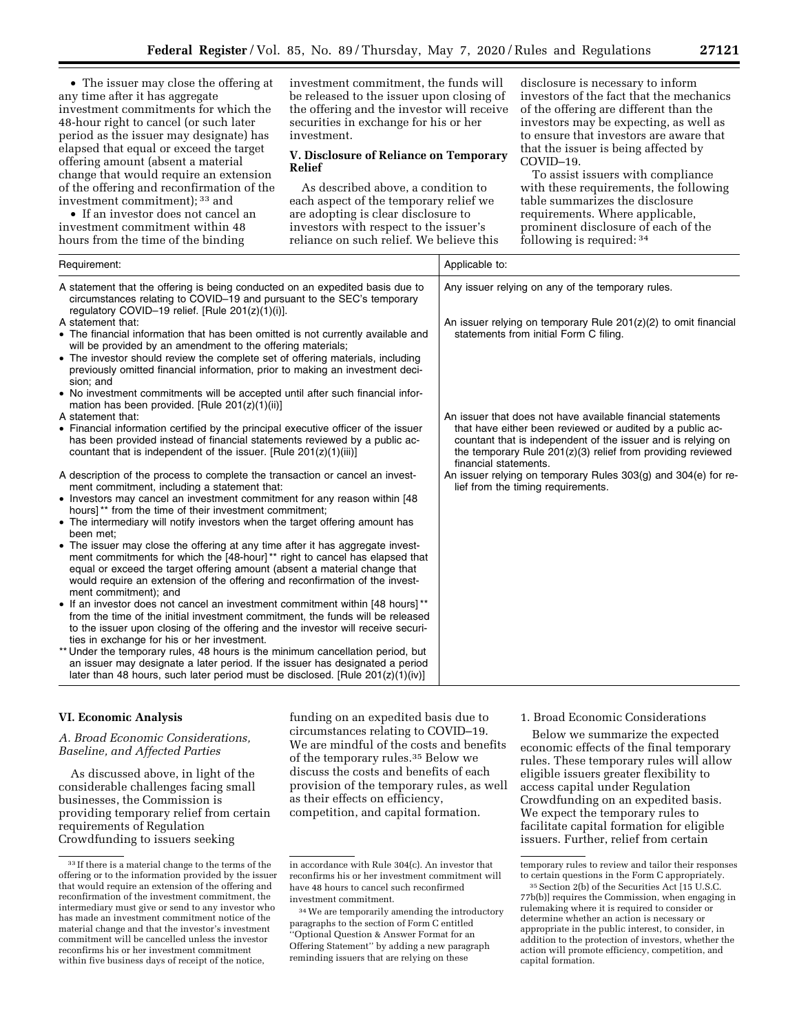- The issuer may close the offering at any time after it has aggregate investment commitments for which the 48-hour right to cancel (or such later period as the issuer may designate) has elapsed that equal or exceed the target offering amount (absent a material change that would require an extension of the offering and reconfirmation of the investment commitment); [33] and
- If an investor does not cancel an investment commitment within 48 hours from the time of the binding investment commitment, the funds will be released to the issuer upon closing of the offering and the investor will receive securities in exchange for his or her investment.

## V. Disclosure of Reliance on Temporary Relief

As described above, a condition to each aspect of the temporary relief we are adopting is clear disclosure to investors with respect to the issuer's reliance on such relief. We believe this disclosure is necessary to inform investors of the fact that the mechanics of the offering are different than the investors may be expecting, as well as to ensure that investors are aware that that the issuer is being affected by COVID–19.

To assist issuers with compliance with these requirements, the following table summarizes the disclosure requirements. Where applicable, prominent disclosure of each of the following is required: [34]

| Requirement: | Applicable to: |
|---|---|
| A statement that the offering is being conducted on an expedited basis due to circumstances relating to COVID–19 and pursuant to the SEC's temporary regulatory COVID–19 relief. [Rule 201(z)(1)(i)]. | Any issuer relying on any of the temporary rules. |
| A statement that:<br>• The financial information that has been omitted is not currently available and will be provided by an amendment to the offering materials;<br>• The investor should review the complete set of offering materials, including previously omitted financial information, prior to making an investment decision; and<br>• No investment commitments will be accepted until after such financial information has been provided. [Rule 201(z)(1)(ii)] | An issuer relying on temporary Rule 201(z)(2) to omit financial statements from initial Form C filing. |
| A statement that:<br>• Financial information certified by the principal executive officer of the issuer has been provided instead of financial statements reviewed by a public accountant that is independent of the issuer. [Rule 201(z)(1)(iii)] | An issuer that does not have available financial statements that have either been reviewed or audited by a public accountant that is independent of the issuer and is relying on the temporary Rule 201(z)(3) relief from providing reviewed financial statements. |
| A description of the process to complete the transaction or cancel an investment commitment, including a statement that:<br>• Investors may cancel an investment commitment for any reason within [48 hours] ** from the time of their investment commitment;<br>• The intermediary will notify investors when the target offering amount has been met;<br>• The issuer may close the offering at any time after it has aggregate investment commitments for which the [48-hour] ** right to cancel has elapsed that equal or exceed the target offering amount (absent a material change that would require an extension of the offering and reconfirmation of the investment commitment); and<br>• If an investor does not cancel an investment commitment within [48 hours] ** from the time of the initial investment commitment, the funds will be released to the issuer upon closing of the offering and the investor will receive securities in exchange for his or her investment.<br>** Under the temporary rules, 48 hours is the minimum cancellation period, but an issuer may designate a later period. If the issuer has designated a period later than 48 hours, such later period must be disclosed. [Rule 201(z)(1)(iv)] | An issuer relying on temporary Rules 303(g) and 304(e) for relief from the timing requirements. |

## VI. Economic Analysis

### A. Broad Economic Considerations, Baseline, and Affected Parties

As discussed above, in light of the considerable challenges facing small businesses, the Commission is providing temporary relief from certain requirements of Regulation Crowdfunding to issuers seeking funding on an expedited basis due to circumstances relating to COVID–19. We are mindful of the costs and benefits of the temporary rules.[35] Below we discuss the costs and benefits of each provision of the temporary rules, as well as their effects on efficiency, competition, and capital formation.

#### 1. Broad Economic Considerations

Below we summarize the expected economic effects of the final temporary rules. These temporary rules will allow eligible issuers greater flexibility to access capital under Regulation Crowdfunding on an expedited basis. We expect the temporary rules to facilitate capital formation for eligible issuers. Further, relief from certain

---

[33] If there is a material change to the terms of the offering or to the information provided by the issuer that would require an extension of the offering and reconfirmation of the investment commitment, the intermediary must give or send to any investor who has made an investment commitment notice of the material change and that the investor's investment commitment will be cancelled unless the investor reconfirms his or her investment commitment within five business days of receipt of the notice, in accordance with Rule 304(c). An investor that reconfirms his or her investment commitment will have 48 hours to cancel such reconfirmed investment commitment.

[34] We are temporarily amending the introductory paragraphs to the section of Form C entitled "Optional Question & Answer Format for an Offering Statement" by adding a new paragraph reminding issuers that are relying on these temporary rules to review and tailor their responses to certain questions in the Form C appropriately.

[35] Section 2(b) of the Securities Act [15 U.S.C. 77b(b)] requires the Commission, when engaging in rulemaking where it is required to consider or determine whether an action is necessary or appropriate in the public interest, to consider, in addition to the protection of investors, whether the action will promote efficiency, competition, and capital formation.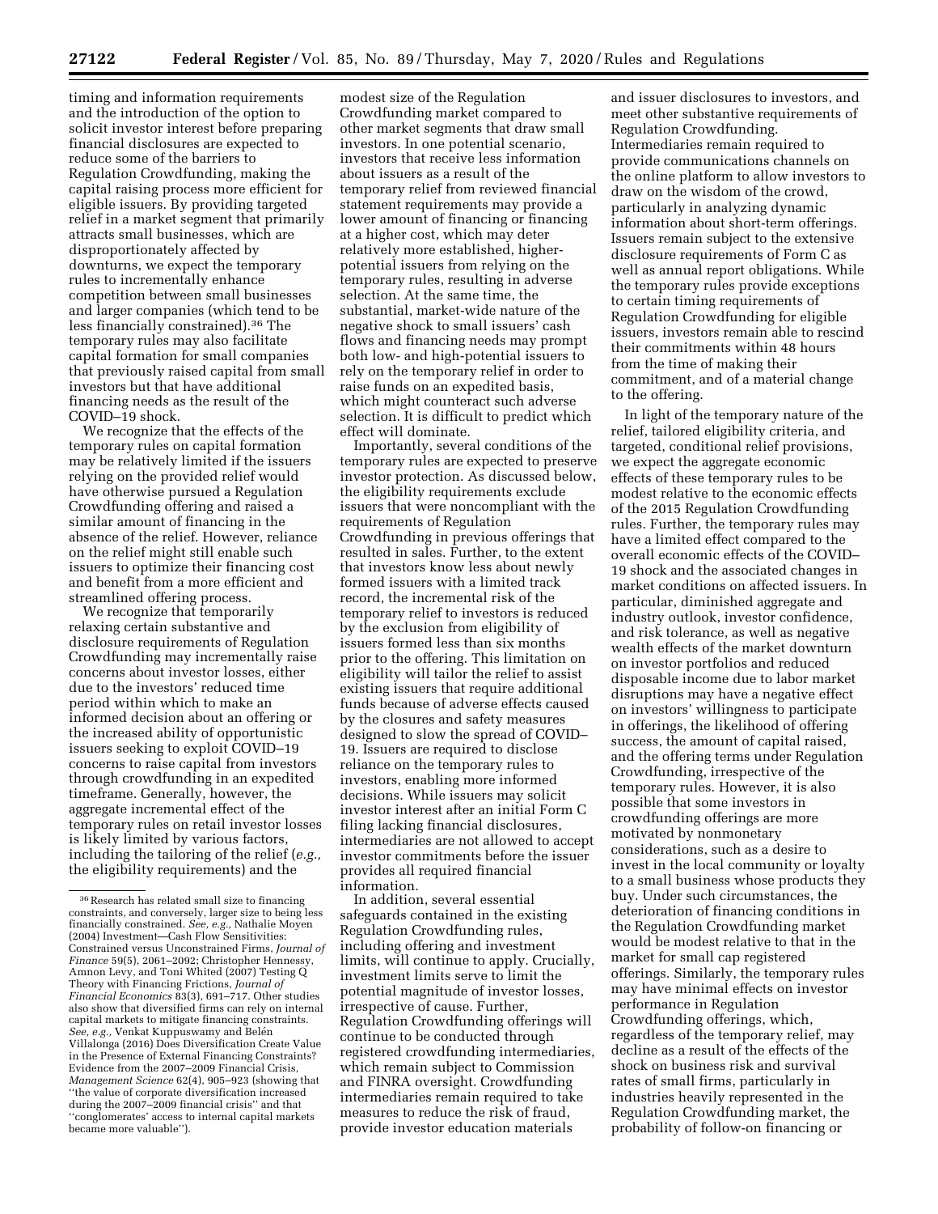timing and information requirements and the introduction of the option to solicit investor interest before preparing financial disclosures are expected to reduce some of the barriers to Regulation Crowdfunding, making the capital raising process more efficient for eligible issuers. By providing targeted relief in a market segment that primarily attracts small businesses, which are disproportionately affected by downturns, we expect the temporary rules to incrementally enhance competition between small businesses and larger companies (which tend to be less financially constrained).[36] The temporary rules may also facilitate capital formation for small companies that previously raised capital from small investors but that have additional financing needs as the result of the COVID–19 shock.

We recognize that the effects of the temporary rules on capital formation may be relatively limited if the issuers relying on the provided relief would have otherwise pursued a Regulation Crowdfunding offering and raised a similar amount of financing in the absence of the relief. However, reliance on the relief might still enable such issuers to optimize their financing cost and benefit from a more efficient and streamlined offering process.

We recognize that temporarily relaxing certain substantive and disclosure requirements of Regulation Crowdfunding may incrementally raise concerns about investor losses, either due to the investors' reduced time period within which to make an informed decision about an offering or the increased ability of opportunistic issuers seeking to exploit COVID–19 concerns to raise capital from investors through crowdfunding in an expedited timeframe. Generally, however, the aggregate incremental effect of the temporary rules on retail investor losses is likely limited by various factors, including the tailoring of the relief (*e.g.,* the eligibility requirements) and the modest size of the Regulation Crowdfunding market compared to other market segments that draw small investors. In one potential scenario, investors that receive less information about issuers as a result of the temporary relief from reviewed financial statement requirements may provide a lower amount of financing or financing at a higher cost, which may deter relatively more established, higher-potential issuers from relying on the temporary rules, resulting in adverse selection. At the same time, the substantial, market-wide nature of the negative shock to small issuers' cash flows and financing needs may prompt both low- and high-potential issuers to rely on the temporary relief in order to raise funds on an expedited basis, which might counteract such adverse selection. It is difficult to predict which effect will dominate.

Importantly, several conditions of the temporary rules are expected to preserve investor protection. As discussed below, the eligibility requirements exclude issuers that were noncompliant with the requirements of Regulation Crowdfunding in previous offerings that resulted in sales. Further, to the extent that investors know less about newly formed issuers with a limited track record, the incremental risk of the temporary relief to investors is reduced by the exclusion from eligibility of issuers formed less than six months prior to the offering. This limitation on eligibility will tailor the relief to assist existing issuers that require additional funds because of adverse effects caused by the closures and safety measures designed to slow the spread of COVID–19. Issuers are required to disclose reliance on the temporary rules to investors, enabling more informed decisions. While issuers may solicit investor interest after an initial Form C filing lacking financial disclosures, intermediaries are not allowed to accept investor commitments before the issuer provides all required financial information.

In addition, several essential safeguards contained in the existing Regulation Crowdfunding rules, including offering and investment limits, will continue to apply. Crucially, investment limits serve to limit the potential magnitude of investor losses, irrespective of cause. Further, Regulation Crowdfunding offerings will continue to be conducted through registered crowdfunding intermediaries, which remain subject to Commission and FINRA oversight. Crowdfunding intermediaries remain required to take measures to reduce the risk of fraud, provide investor education materials and issuer disclosures to investors, and meet other substantive requirements of Regulation Crowdfunding. Intermediaries remain required to provide communications channels on the online platform to allow investors to draw on the wisdom of the crowd, particularly in analyzing dynamic information about short-term offerings. Issuers remain subject to the extensive disclosure requirements of Form C as well as annual report obligations. While the temporary rules provide exceptions to certain timing requirements of Regulation Crowdfunding for eligible issuers, investors remain able to rescind their commitments within 48 hours from the time of making their commitment, and of a material change to the offering.

In light of the temporary nature of the relief, tailored eligibility criteria, and targeted, conditional relief provisions, we expect the aggregate economic effects of these temporary rules to be modest relative to the economic effects of the 2015 Regulation Crowdfunding rules. Further, the temporary rules may have a limited effect compared to the overall economic effects of the COVID–19 shock and the associated changes in market conditions on affected issuers. In particular, diminished aggregate and industry outlook, investor confidence, and risk tolerance, as well as negative wealth effects of the market downturn on investor portfolios and reduced disposable income due to labor market disruptions may have a negative effect on investors' willingness to participate in offerings, the likelihood of offering success, the amount of capital raised, and the offering terms under Regulation Crowdfunding, irrespective of the temporary rules. However, it is also possible that some investors in crowdfunding offerings are more motivated by nonmonetary considerations, such as a desire to invest in the local community or loyalty to a small business whose products they buy. Under such circumstances, the deterioration of financing conditions in the Regulation Crowdfunding market would be modest relative to that in the market for small cap registered offerings. Similarly, the temporary rules may have minimal effects on investor performance in Regulation Crowdfunding offerings, which, regardless of the temporary relief, may decline as a result of the effects of the shock on business risk and survival rates of small firms, particularly in industries heavily represented in the Regulation Crowdfunding market, the probability of follow-on financing or

---

[36] Research has related small size to financing constraints, and conversely, larger size to being less financially constrained. *See, e.g.,* Nathalie Moyen (2004) Investment—Cash Flow Sensitivities: Constrained versus Unconstrained Firms, *Journal of Finance* 59(5), 2061–2092; Christopher Hennessy, Amnon Levy, and Toni Whited (2007) Testing Q Theory with Financing Frictions, *Journal of Financial Economics* 83(3), 691–717. Other studies also show that diversified firms can rely on internal capital markets to mitigate financing constraints. *See, e.g.,* Venkat Kuppuswamy and Belén Villalonga (2016) Does Diversification Create Value in the Presence of External Financing Constraints? Evidence from the 2007–2009 Financial Crisis, *Management Science* 62(4), 905–923 (showing that ''the value of corporate diversification increased during the 2007–2009 financial crisis'' and that ''conglomerates' access to internal capital markets became more valuable'').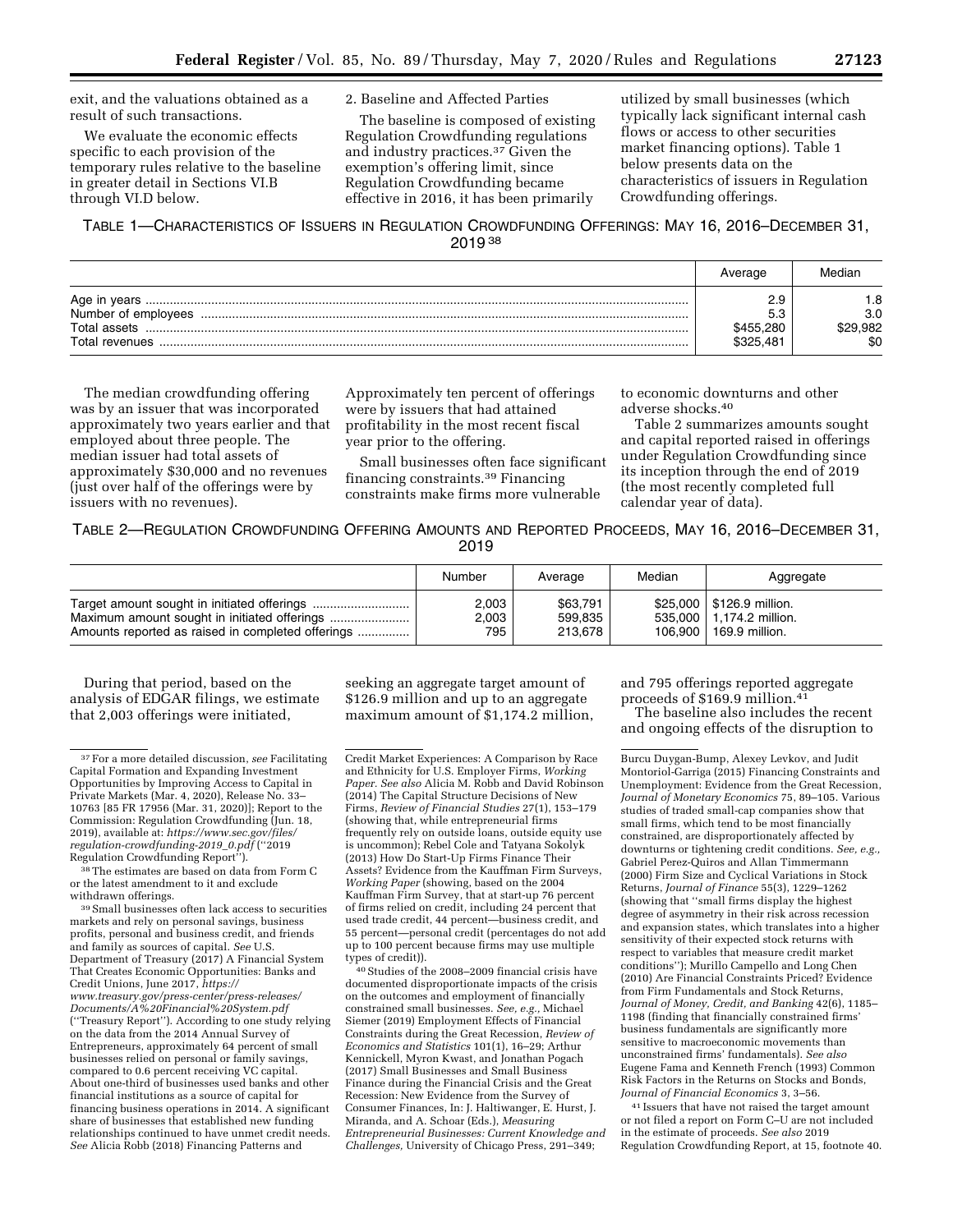exit, and the valuations obtained as a result of such transactions.

We evaluate the economic effects specific to each provision of the temporary rules relative to the baseline in greater detail in Sections VI.B through VI.D below.

2. Baseline and Affected Parties

The baseline is composed of existing Regulation Crowdfunding regulations and industry practices.[37] Given the exemption's offering limit, since Regulation Crowdfunding became effective in 2016, it has been primarily utilized by small businesses (which typically lack significant internal cash flows or access to other securities market financing options). Table 1 below presents data on the characteristics of issuers in Regulation Crowdfunding offerings.

TABLE 1—CHARACTERISTICS OF ISSUERS IN REGULATION CROWDFUNDING OFFERINGS: MAY 16, 2016–DECEMBER 31, 2019 [38]

| | Average | Median |
|---|---|---|
| Age in years | 2.9 | 1.8 |
| Number of employees | 5.3 | 3.0 |
| Total assets | $455,280 | $29,982 |
| Total revenues | $325,481 | $0 |

The median crowdfunding offering was by an issuer that was incorporated approximately two years earlier and that employed about three people. The median issuer had total assets of approximately $30,000 and no revenues (just over half of the offerings were by issuers with no revenues). Approximately ten percent of offerings were by issuers that had attained profitability in the most recent fiscal year prior to the offering.

Small businesses often face significant financing constraints.[39] Financing constraints make firms more vulnerable to economic downturns and other adverse shocks.[40]

Table 2 summarizes amounts sought and capital reported raised in offerings under Regulation Crowdfunding since its inception through the end of 2019 (the most recently completed full calendar year of data).

TABLE 2—REGULATION CROWDFUNDING OFFERING AMOUNTS AND REPORTED PROCEEDS, MAY 16, 2016–DECEMBER 31, 2019

| | Number | Average | Median | Aggregate |
|---|---|---|---|---|
| Target amount sought in initiated offerings | 2,003 | $63,791 | $25,000 | $126.9 million. |
| Maximum amount sought in initiated offerings | 2,003 | 599,835 | 535,000 | 1,174.2 million. |
| Amounts reported as raised in completed offerings | 795 | 213,678 | 106,900 | 169.9 million. |

During that period, based on the analysis of EDGAR filings, we estimate that 2,003 offerings were initiated, seeking an aggregate target amount of $126.9 million and up to an aggregate maximum amount of $1,174.2 million, and 795 offerings reported aggregate proceeds of $169.9 million.[41]

The baseline also includes the recent and ongoing effects of the disruption to

---

[37] For a more detailed discussion, *see* Facilitating Capital Formation and Expanding Investment Opportunities by Improving Access to Capital in Private Markets (Mar. 4, 2020), Release No. 33–10763 [85 FR 17956 (Mar. 31, 2020)]; Report to the Commission: Regulation Crowdfunding (Jun. 18, 2019), available at: *https://www.sec.gov/files/regulation-crowdfunding-2019_0.pdf* (''2019 Regulation Crowdfunding Report'').

[38] The estimates are based on data from Form C or the latest amendment to it and exclude withdrawn offerings.

[39] Small businesses often lack access to securities markets and rely on personal savings, business profits, personal and business credit, and friends and family as sources of capital. *See* U.S. Department of Treasury (2017) A Financial System That Creates Economic Opportunities: Banks and Credit Unions, June 2017, *https://www.treasury.gov/press-center/press-releases/Documents/A%20Financial%20System.pdf* (''Treasury Report''). According to one study relying on the data from the 2014 Annual Survey of Entrepreneurs, approximately 64 percent of small businesses relied on personal or family savings, compared to 0.6 percent receiving VC capital. About one-third of businesses used banks and other financial institutions as a source of capital for financing business operations in 2014. A significant share of businesses that established new funding relationships continued to have unmet credit needs. *See* Alicia Robb (2018) Financing Patterns and Credit Market Experiences: A Comparison by Race and Ethnicity for U.S. Employer Firms, *Working Paper*. *See also* Alicia M. Robb and David Robinson (2014) The Capital Structure Decisions of New Firms, *Review of Financial Studies* 27(1), 153–179 (showing that, while entrepreneurial firms frequently rely on outside loans, outside equity use is uncommon); Rebel Cole and Tatyana Sokolyk (2013) How Do Start-Up Firms Finance Their Assets? Evidence from the Kauffman Firm Surveys, *Working Paper* (showing, based on the 2004 Kauffman Firm Survey, that at start-up 76 percent of firms relied on credit, including 24 percent that used trade credit, 44 percent—business credit, and 55 percent—personal credit (percentages do not add up to 100 percent because firms may use multiple types of credit)).

[40] Studies of the 2008–2009 financial crisis have documented disproportionate impacts of the crisis on the outcomes and employment of financially constrained small businesses. *See, e.g.,* Michael Siemer (2019) Employment Effects of Financial Constraints during the Great Recession, *Review of Economics and Statistics* 101(1), 16–29; Arthur Kennickell, Myron Kwast, and Jonathan Pogach (2017) Small Businesses and Small Business Finance during the Financial Crisis and the Great Recession: New Evidence from the Survey of Consumer Finances, In: J. Haltiwanger, E. Hurst, J. Miranda, and A. Schoar (Eds.), *Measuring Entrepreneurial Businesses: Current Knowledge and Challenges,* University of Chicago Press, 291–349; Burcu Duygan-Bump, Alexey Levkov, and Judit Montoriol-Garriga (2015) Financing Constraints and Unemployment: Evidence from the Great Recession, *Journal of Monetary Economics* 75, 89–105. Various studies of traded small-cap companies show that small firms, which tend to be most financially constrained, are disproportionately affected by downturns or tightening credit conditions. *See, e.g.,* Gabriel Perez-Quiros and Allan Timmermann (2000) Firm Size and Cyclical Variations in Stock Returns, *Journal of Finance* 55(3), 1229–1262 (showing that ''small firms display the highest degree of asymmetry in their risk across recession and expansion states, which translates into a higher sensitivity of their expected stock returns with respect to variables that measure credit market conditions''); Murillo Campello and Long Chen (2010) Are Financial Constraints Priced? Evidence from Firm Fundamentals and Stock Returns, *Journal of Money, Credit, and Banking* 42(6), 1185–1198 (finding that financially constrained firms' business fundamentals are significantly more sensitive to macroeconomic movements than unconstrained firms' fundamentals). *See also* Eugene Fama and Kenneth French (1993) Common Risk Factors in the Returns on Stocks and Bonds, *Journal of Financial Economics* 3, 3–56.

[41] Issuers that have not raised the target amount or not filed a report on Form C–U are not included in the estimate of proceeds. *See also* 2019 Regulation Crowdfunding Report, at 15, footnote 40.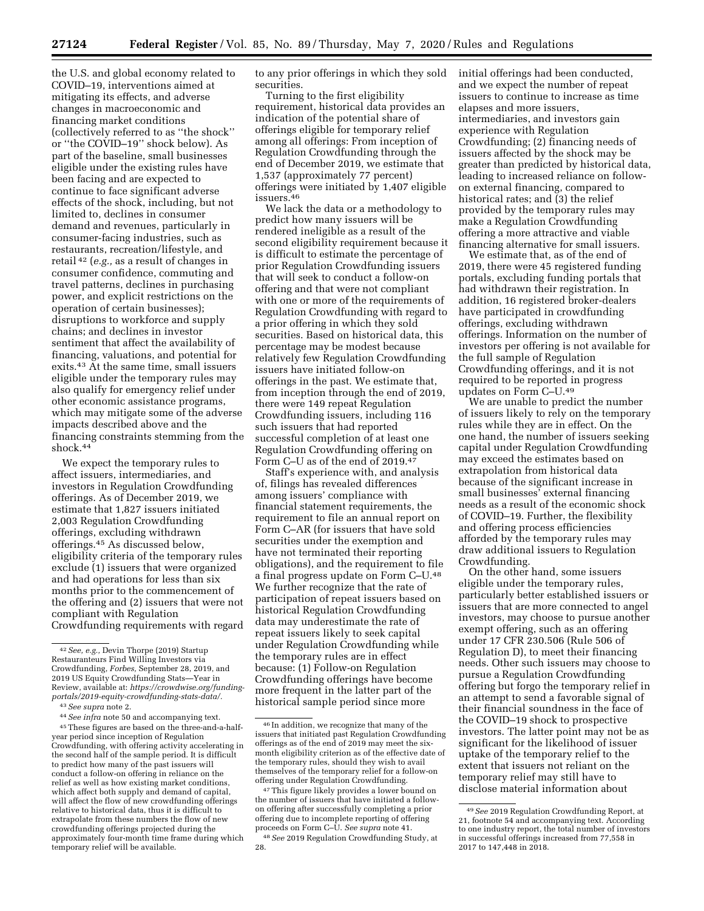the U.S. and global economy related to COVID–19, interventions aimed at mitigating its effects, and adverse changes in macroeconomic and financing market conditions (collectively referred to as ''the shock'' or ''the COVID–19'' shock below). As part of the baseline, small businesses eligible under the existing rules have been facing and are expected to continue to face significant adverse effects of the shock, including, but not limited to, declines in consumer demand and revenues, particularly in consumer-facing industries, such as restaurants, recreation/lifestyle, and retail [42] (*e.g.,* as a result of changes in consumer confidence, commuting and travel patterns, declines in purchasing power, and explicit restrictions on the operation of certain businesses); disruptions to workforce and supply chains; and declines in investor sentiment that affect the availability of financing, valuations, and potential for exits.[43] At the same time, small issuers eligible under the temporary rules may also qualify for emergency relief under other economic assistance programs, which may mitigate some of the adverse impacts described above and the financing constraints stemming from the shock.[44]

We expect the temporary rules to affect issuers, intermediaries, and investors in Regulation Crowdfunding offerings. As of December 2019, we estimate that 1,827 issuers initiated 2,003 Regulation Crowdfunding offerings, excluding withdrawn offerings.[45] As discussed below, eligibility criteria of the temporary rules exclude (1) issuers that were organized and had operations for less than six months prior to the commencement of the offering and (2) issuers that were not compliant with Regulation Crowdfunding requirements with regard to any prior offerings in which they sold securities.

Turning to the first eligibility requirement, historical data provides an indication of the potential share of offerings eligible for temporary relief among all offerings: From inception of Regulation Crowdfunding through the end of December 2019, we estimate that 1,537 (approximately 77 percent) offerings were initiated by 1,407 eligible issuers.[46]

We lack the data or a methodology to predict how many issuers will be rendered ineligible as a result of the second eligibility requirement because it is difficult to estimate the percentage of prior Regulation Crowdfunding issuers that will seek to conduct a follow-on offering and that were not compliant with one or more of the requirements of Regulation Crowdfunding with regard to a prior offering in which they sold securities. Based on historical data, this percentage may be modest because relatively few Regulation Crowdfunding issuers have initiated follow-on offerings in the past. We estimate that, from inception through the end of 2019, there were 149 repeat Regulation Crowdfunding issuers, including 116 such issuers that had reported successful completion of at least one Regulation Crowdfunding offering on Form C–U as of the end of 2019.[47]

Staff's experience with, and analysis of, filings has revealed differences among issuers' compliance with financial statement requirements, the requirement to file an annual report on Form C–AR (for issuers that have sold securities under the exemption and have not terminated their reporting obligations), and the requirement to file a final progress update on Form C–U.[48] We further recognize that the rate of participation of repeat issuers based on historical Regulation Crowdfunding data may underestimate the rate of repeat issuers likely to seek capital under Regulation Crowdfunding while the temporary rules are in effect because: (1) Follow-on Regulation Crowdfunding offerings have become more frequent in the latter part of the historical sample period since more initial offerings had been conducted, and we expect the number of repeat issuers to continue to increase as time elapses and more issuers, intermediaries, and investors gain experience with Regulation Crowdfunding; (2) financing needs of issuers affected by the shock may be greater than predicted by historical data, leading to increased reliance on follow-on external financing, compared to historical rates; and (3) the relief provided by the temporary rules may make a Regulation Crowdfunding offering a more attractive and viable financing alternative for small issuers.

We estimate that, as of the end of 2019, there were 45 registered funding portals, excluding funding portals that had withdrawn their registration. In addition, 16 registered broker-dealers have participated in crowdfunding offerings, excluding withdrawn offerings. Information on the number of investors per offering is not available for the full sample of Regulation Crowdfunding offerings, and it is not required to be reported in progress updates on Form C–U.[49]

We are unable to predict the number of issuers likely to rely on the temporary rules while they are in effect. On the one hand, the number of issuers seeking capital under Regulation Crowdfunding may exceed the estimates based on extrapolation from historical data because of the significant increase in small businesses' external financing needs as a result of the economic shock of COVID–19. Further, the flexibility and offering process efficiencies afforded by the temporary rules may draw additional issuers to Regulation Crowdfunding.

On the other hand, some issuers eligible under the temporary rules, particularly better established issuers or issuers that are more connected to angel investors, may choose to pursue another exempt offering, such as an offering under 17 CFR 230.506 (Rule 506 of Regulation D), to meet their financing needs. Other such issuers may choose to pursue a Regulation Crowdfunding offering but forgo the temporary relief in an attempt to send a favorable signal of their financial soundness in the face of the COVID–19 shock to prospective investors. The latter point may not be as significant for the likelihood of issuer uptake of the temporary relief to the extent that issuers not reliant on the temporary relief may still have to disclose material information about

---

[42] *See, e.g.,* Devin Thorpe (2019) Startup Restauranteurs Find Willing Investors via Crowdfunding, *Forbes,* September 28, 2019, and 2019 US Equity Crowdfunding Stats—Year in Review, available at: *https://crowdwise.org/funding-portals/2019-equity-crowdfunding-stats-data/.*

[43] *See supra* note 2.

[44] *See infra* note 50 and accompanying text.

[45] These figures are based on the three-and-a-half-year period since inception of Regulation Crowdfunding, with offering activity accelerating in the second half of the sample period. It is difficult to predict how many of the past issuers will conduct a follow-on offering in reliance on the relief as well as how existing market conditions, which affect both supply and demand of capital, will affect the flow of new crowdfunding offerings relative to historical data, thus it is difficult to extrapolate from these numbers the flow of new crowdfunding offerings projected during the approximately four-month time frame during which temporary relief will be available.

[46] In addition, we recognize that many of the issuers that initiated past Regulation Crowdfunding offerings as of the end of 2019 may meet the six-month eligibility criterion as of the effective date of the temporary rules, should they wish to avail themselves of the temporary relief for a follow-on offering under Regulation Crowdfunding.

[47] This figure likely provides a lower bound on the number of issuers that have initiated a follow-on offering after successfully completing a prior offering due to incomplete reporting of offering proceeds on Form C–U. *See supra* note 41.

[48] *See* 2019 Regulation Crowdfunding Study, at 28.

[49] *See* 2019 Regulation Crowdfunding Report, at 21, footnote 54 and accompanying text. According to one industry report, the total number of investors in successful offerings increased from 77,558 in 2017 to 147,448 in 2018.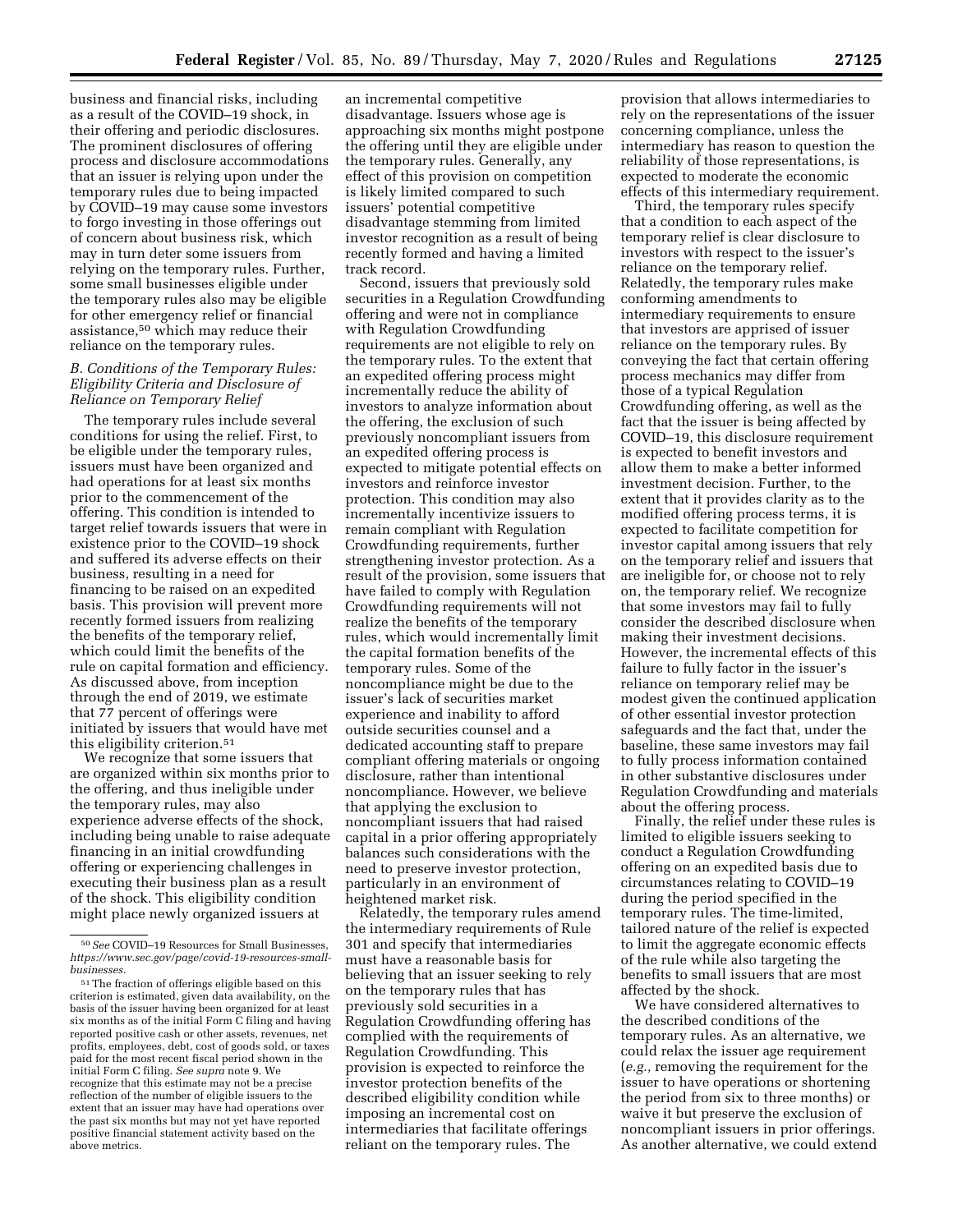business and financial risks, including as a result of the COVID–19 shock, in their offering and periodic disclosures. The prominent disclosures of offering process and disclosure accommodations that an issuer is relying upon under the temporary rules due to being impacted by COVID–19 may cause some investors to forgo investing in those offerings out of concern about business risk, which may in turn deter some issuers from relying on the temporary rules. Further, some small businesses eligible under the temporary rules also may be eligible for other emergency relief or financial assistance,[50] which may reduce their reliance on the temporary rules.

### B. Conditions of the Temporary Rules: Eligibility Criteria and Disclosure of Reliance on Temporary Relief

The temporary rules include several conditions for using the relief. First, to be eligible under the temporary rules, issuers must have been organized and had operations for at least six months prior to the commencement of the offering. This condition is intended to target relief towards issuers that were in existence prior to the COVID–19 shock and suffered its adverse effects on their business, resulting in a need for financing to be raised on an expedited basis. This provision will prevent more recently formed issuers from realizing the benefits of the temporary relief, which could limit the benefits of the rule on capital formation and efficiency. As discussed above, from inception through the end of 2019, we estimate that 77 percent of offerings were initiated by issuers that would have met this eligibility criterion.[51]

We recognize that some issuers that are organized within six months prior to the offering, and thus ineligible under the temporary rules, may also experience adverse effects of the shock, including being unable to raise adequate financing in an initial crowdfunding offering or experiencing challenges in executing their business plan as a result of the shock. This eligibility condition might place newly organized issuers at an incremental competitive disadvantage. Issuers whose age is approaching six months might postpone the offering until they are eligible under the temporary rules. Generally, any effect of this provision on competition is likely limited compared to such issuers' potential competitive disadvantage stemming from limited investor recognition as a result of being recently formed and having a limited track record.

Second, issuers that previously sold securities in a Regulation Crowdfunding offering and were not in compliance with Regulation Crowdfunding requirements are not eligible to rely on the temporary rules. To the extent that an expedited offering process might incrementally reduce the ability of investors to analyze information about the offering, the exclusion of such previously noncompliant issuers from an expedited offering process is expected to mitigate potential effects on investors and reinforce investor protection. This condition may also incrementally incentivize issuers to remain compliant with Regulation Crowdfunding requirements, further strengthening investor protection. As a result of the provision, some issuers that have failed to comply with Regulation Crowdfunding requirements will not realize the benefits of the temporary rules, which would incrementally limit the capital formation benefits of the temporary rules. Some of the noncompliance might be due to the issuer's lack of securities market experience and inability to afford outside securities counsel and a dedicated accounting staff to prepare compliant offering materials or ongoing disclosure, rather than intentional noncompliance. However, we believe that applying the exclusion to noncompliant issuers that had raised capital in a prior offering appropriately balances such considerations with the need to preserve investor protection, particularly in an environment of heightened market risk.

Relatedly, the temporary rules amend the intermediary requirements of Rule 301 and specify that intermediaries must have a reasonable basis for believing that an issuer seeking to rely on the temporary rules that has previously sold securities in a Regulation Crowdfunding offering has complied with the requirements of Regulation Crowdfunding. This provision is expected to reinforce the investor protection benefits of the described eligibility condition while imposing an incremental cost on intermediaries that facilitate offerings reliant on the temporary rules. The provision that allows intermediaries to rely on the representations of the issuer concerning compliance, unless the intermediary has reason to question the reliability of those representations, is expected to moderate the economic effects of this intermediary requirement.

Third, the temporary rules specify that a condition to each aspect of the temporary relief is clear disclosure to investors with respect to the issuer's reliance on the temporary relief. Relatedly, the temporary rules make conforming amendments to intermediary requirements to ensure that investors are apprised of issuer reliance on the temporary rules. By conveying the fact that certain offering process mechanics may differ from those of a typical Regulation Crowdfunding offering, as well as the fact that the issuer is being affected by COVID–19, this disclosure requirement is expected to benefit investors and allow them to make a better informed investment decision. Further, to the extent that it provides clarity as to the modified offering process terms, it is expected to facilitate competition for investor capital among issuers that rely on the temporary relief and issuers that are ineligible for, or choose not to rely on, the temporary relief. We recognize that some investors may fail to fully consider the described disclosure when making their investment decisions. However, the incremental effects of this failure to fully factor in the issuer's reliance on temporary relief may be modest given the continued application of other essential investor protection safeguards and the fact that, under the baseline, these same investors may fail to fully process information contained in other substantive disclosures under Regulation Crowdfunding and materials about the offering process.

Finally, the relief under these rules is limited to eligible issuers seeking to conduct a Regulation Crowdfunding offering on an expedited basis due to circumstances relating to COVID–19 during the period specified in the temporary rules. The time-limited, tailored nature of the relief is expected to limit the aggregate economic effects of the rule while also targeting the benefits to small issuers that are most affected by the shock.

We have considered alternatives to the described conditions of the temporary rules. As an alternative, we could relax the issuer age requirement (*e.g.,* removing the requirement for the issuer to have operations or shortening the period from six to three months) or waive it but preserve the exclusion of noncompliant issuers in prior offerings. As another alternative, we could extend

---

[50] *See* COVID–19 Resources for Small Businesses, *https://www.sec.gov/page/covid-19-resources-small-businesses.*

[51] The fraction of offerings eligible based on this criterion is estimated, given data availability, on the basis of the issuer having been organized for at least six months as of the initial Form C filing and having reported positive cash or other assets, revenues, net profits, employees, debt, cost of goods sold, or taxes paid for the most recent fiscal period shown in the initial Form C filing. *See supra* note 9. We recognize that this estimate may not be a precise reflection of the number of eligible issuers to the extent that an issuer may have had operations over the past six months but may not yet have reported positive financial statement activity based on the above metrics.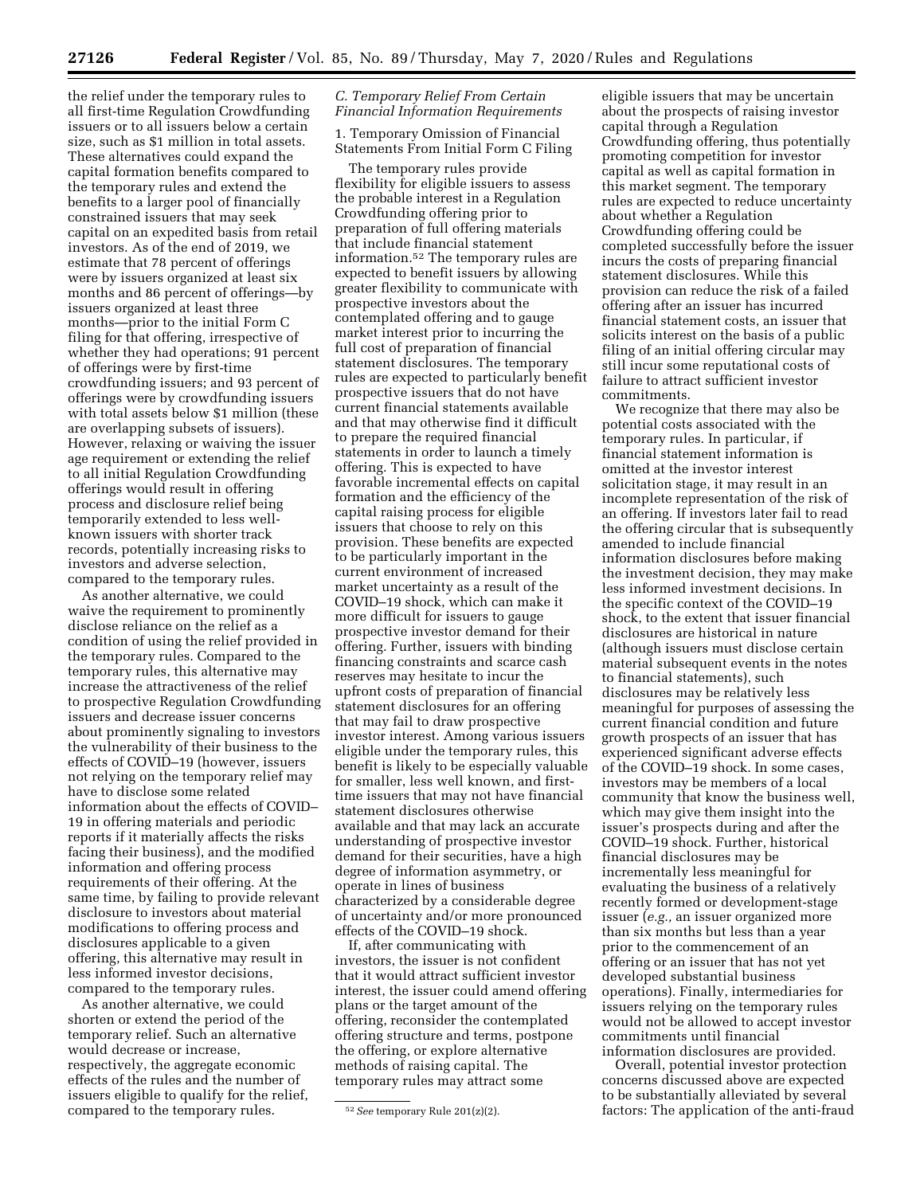the relief under the temporary rules to all first-time Regulation Crowdfunding issuers or to all issuers below a certain size, such as $1 million in total assets. These alternatives could expand the capital formation benefits compared to the temporary rules and extend the benefits to a larger pool of financially constrained issuers that may seek capital on an expedited basis from retail investors. As of the end of 2019, we estimate that 78 percent of offerings were by issuers organized at least six months and 86 percent of offerings—by issuers organized at least three months—prior to the initial Form C filing for that offering, irrespective of whether they had operations; 91 percent of offerings were by first-time crowdfunding issuers; and 93 percent of offerings were by crowdfunding issuers with total assets below $1 million (these are overlapping subsets of issuers). However, relaxing or waiving the issuer age requirement or extending the relief to all initial Regulation Crowdfunding offerings would result in offering process and disclosure relief being temporarily extended to less well-known issuers with shorter track records, potentially increasing risks to investors and adverse selection, compared to the temporary rules.

As another alternative, we could waive the requirement to prominently disclose reliance on the relief as a condition of using the relief provided in the temporary rules. Compared to the temporary rules, this alternative may increase the attractiveness of the relief to prospective Regulation Crowdfunding issuers and decrease issuer concerns about prominently signaling to investors the vulnerability of their business to the effects of COVID–19 (however, issuers not relying on the temporary relief may have to disclose some related information about the effects of COVID–19 in offering materials and periodic reports if it materially affects the risks facing their business), and the modified information and offering process requirements of their offering. At the same time, by failing to provide relevant disclosure to investors about material modifications to offering process and disclosures applicable to a given offering, this alternative may result in less informed investor decisions, compared to the temporary rules.

As another alternative, we could shorten or extend the period of the temporary relief. Such an alternative would decrease or increase, respectively, the aggregate economic effects of the rules and the number of issuers eligible to qualify for the relief, compared to the temporary rules.

### C. Temporary Relief From Certain Financial Information Requirements

#### 1. Temporary Omission of Financial Statements From Initial Form C Filing

The temporary rules provide flexibility for eligible issuers to assess the probable interest in a Regulation Crowdfunding offering prior to preparation of full offering materials that include financial statement information.[52] The temporary rules are expected to benefit issuers by allowing greater flexibility to communicate with prospective investors about the contemplated offering and to gauge market interest prior to incurring the full cost of preparation of financial statement disclosures. The temporary rules are expected to particularly benefit prospective issuers that do not have current financial statements available and that may otherwise find it difficult to prepare the required financial statements in order to launch a timely offering. This is expected to have favorable incremental effects on capital formation and the efficiency of the capital raising process for eligible issuers that choose to rely on this provision. These benefits are expected to be particularly important in the current environment of increased market uncertainty as a result of the COVID–19 shock, which can make it more difficult for issuers to gauge prospective investor demand for their offering. Further, issuers with binding financing constraints and scarce cash reserves may hesitate to incur the upfront costs of preparation of financial statement disclosures for an offering that may fail to draw prospective investor interest. Among various issuers eligible under the temporary rules, this benefit is likely to be especially valuable for smaller, less well known, and first-time issuers that may not have financial statement disclosures otherwise available and that may lack an accurate understanding of prospective investor demand for their securities, have a high degree of information asymmetry, or operate in lines of business characterized by a considerable degree of uncertainty and/or more pronounced effects of the COVID–19 shock.

If, after communicating with investors, the issuer is not confident that it would attract sufficient investor interest, the issuer could amend offering plans or the target amount of the offering, reconsider the contemplated offering structure and terms, postpone the offering, or explore alternative methods of raising capital. The temporary rules may attract some eligible issuers that may be uncertain about the prospects of raising investor capital through a Regulation Crowdfunding offering, thus potentially promoting competition for investor capital as well as capital formation in this market segment. The temporary rules are expected to reduce uncertainty about whether a Regulation Crowdfunding offering could be completed successfully before the issuer incurs the costs of preparing financial statement disclosures. While this provision can reduce the risk of a failed offering after an issuer has incurred financial statement costs, an issuer that solicits interest on the basis of a public filing of an initial offering circular may still incur some reputational costs of failure to attract sufficient investor commitments.

We recognize that there may also be potential costs associated with the temporary rules. In particular, if financial statement information is omitted at the investor interest solicitation stage, it may result in an incomplete representation of the risk of an offering. If investors later fail to read the offering circular that is subsequently amended to include financial information disclosures before making the investment decision, they may make less informed investment decisions. In the specific context of the COVID–19 shock, to the extent that issuer financial disclosures are historical in nature (although issuers must disclose certain material subsequent events in the notes to financial statements), such disclosures may be relatively less meaningful for purposes of assessing the current financial condition and future growth prospects of an issuer that has experienced significant adverse effects of the COVID–19 shock. In some cases, investors may be members of a local community that know the business well, which may give them insight into the issuer's prospects during and after the COVID–19 shock. Further, historical financial disclosures may be incrementally less meaningful for evaluating the business of a relatively recently formed or development-stage issuer (*e.g.,* an issuer organized more than six months but less than a year prior to the commencement of an offering or an issuer that has not yet developed substantial business operations). Finally, intermediaries for issuers relying on the temporary rules would not be allowed to accept investor commitments until financial information disclosures are provided.

Overall, potential investor protection concerns discussed above are expected to be substantially alleviated by several factors: The application of the anti-fraud

[52] *See* temporary Rule 201(z)(2).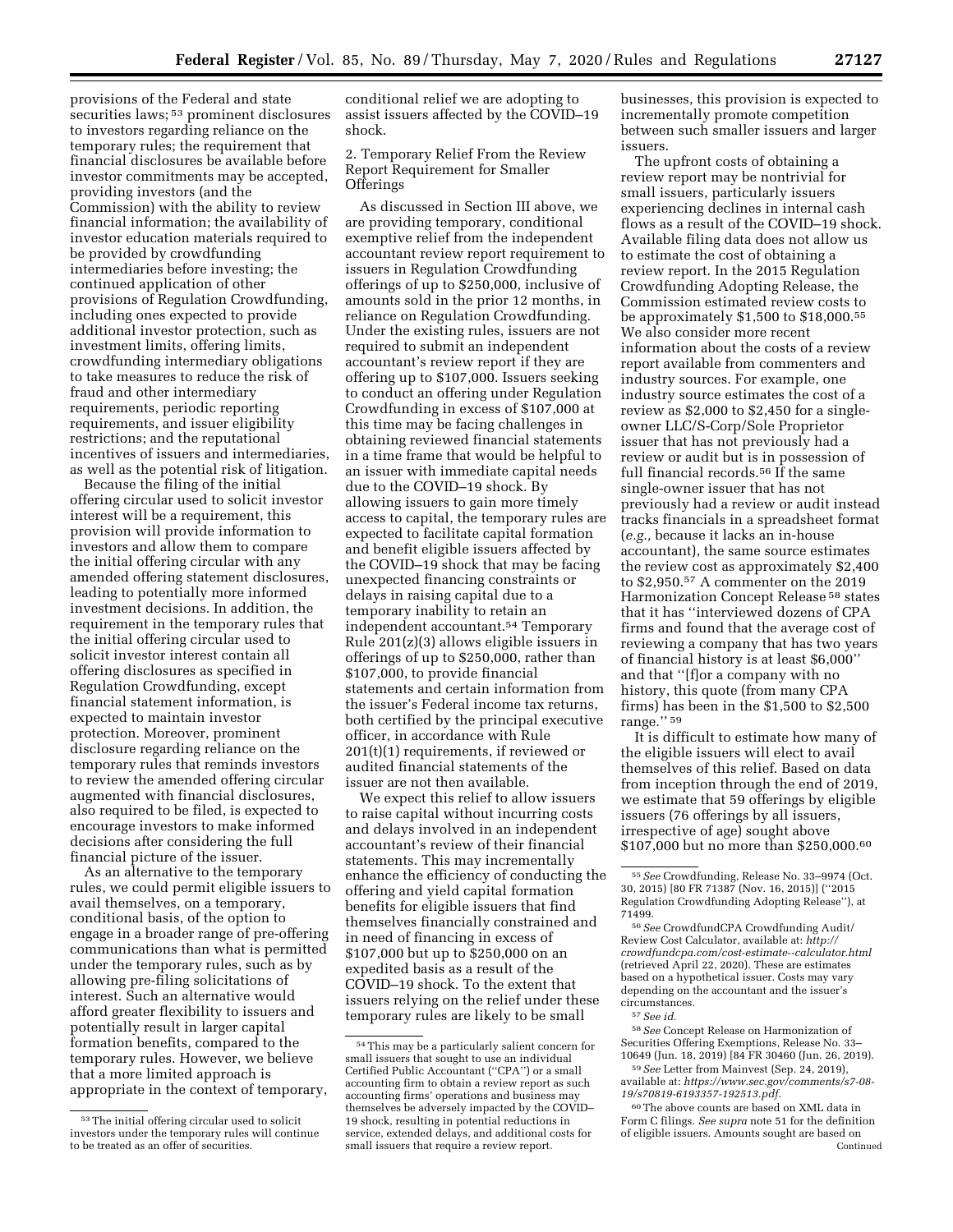provisions of the Federal and state securities laws;[53] prominent disclosures to investors regarding reliance on the temporary rules; the requirement that financial disclosures be available before investor commitments may be accepted, providing investors (and the Commission) with the ability to review financial information; the availability of investor education materials required to be provided by crowdfunding intermediaries before investing; the continued application of other provisions of Regulation Crowdfunding, including ones expected to provide additional investor protection, such as investment limits, offering limits, crowdfunding intermediary obligations to take measures to reduce the risk of fraud and other intermediary requirements, periodic reporting requirements, and issuer eligibility restrictions; and the reputational incentives of issuers and intermediaries, as well as the potential risk of litigation.

Because the filing of the initial offering circular used to solicit investor interest will be a requirement, this provision will provide information to investors and allow them to compare the initial offering circular with any amended offering statement disclosures, leading to potentially more informed investment decisions. In addition, the requirement in the temporary rules that the initial offering circular used to solicit investor interest contain all offering disclosures as specified in Regulation Crowdfunding, except financial statement information, is expected to maintain investor protection. Moreover, prominent disclosure regarding reliance on the temporary rules that reminds investors to review the amended offering circular augmented with financial disclosures, also required to be filed, is expected to encourage investors to make informed decisions after considering the full financial picture of the issuer.

As an alternative to the temporary rules, we could permit eligible issuers to avail themselves, on a temporary, conditional basis, of the option to engage in a broader range of pre-offering communications than what is permitted under the temporary rules, such as by allowing pre-filing solicitations of interest. Such an alternative would afford greater flexibility to issuers and potentially result in larger capital formation benefits, compared to the temporary rules. However, we believe that a more limited approach is appropriate in the context of temporary, conditional relief we are adopting to assist issuers affected by the COVID–19 shock.

2. Temporary Relief From the Review Report Requirement for Smaller Offerings

As discussed in Section III above, we are providing temporary, conditional exemptive relief from the independent accountant review report requirement to issuers in Regulation Crowdfunding offerings of up to $250,000, inclusive of amounts sold in the prior 12 months, in reliance on Regulation Crowdfunding. Under the existing rules, issuers are not required to submit an independent accountant's review report if they are offering up to $107,000. Issuers seeking to conduct an offering under Regulation Crowdfunding in excess of $107,000 at this time may be facing challenges in obtaining reviewed financial statements in a time frame that would be helpful to an issuer with immediate capital needs due to the COVID–19 shock. By allowing issuers to gain more timely access to capital, the temporary rules are expected to facilitate capital formation and benefit eligible issuers affected by the COVID–19 shock that may be facing unexpected financing constraints or delays in raising capital due to a temporary inability to retain an independent accountant.[54] Temporary Rule 201(z)(3) allows eligible issuers in offerings of up to $250,000, rather than $107,000, to provide financial statements and certain information from the issuer's Federal income tax returns, both certified by the principal executive officer, in accordance with Rule 201(t)(1) requirements, if reviewed or audited financial statements of the issuer are not then available.

We expect this relief to allow issuers to raise capital without incurring costs and delays involved in an independent accountant's review of their financial statements. This may incrementally enhance the efficiency of conducting the offering and yield capital formation benefits for eligible issuers that find themselves financially constrained and in need of financing in excess of $107,000 but up to $250,000 on an expedited basis as a result of the COVID–19 shock. To the extent that issuers relying on the relief under these temporary rules are likely to be small businesses, this provision is expected to incrementally promote competition between such smaller issuers and larger issuers.

The upfront costs of obtaining a review report may be nontrivial for small issuers, particularly issuers experiencing declines in internal cash flows as a result of the COVID–19 shock. Available filing data does not allow us to estimate the cost of obtaining a review report. In the 2015 Regulation Crowdfunding Adopting Release, the Commission estimated review costs to be approximately $1,500 to $18,000.[55] We also consider more recent information about the costs of a review report available from commenters and industry sources. For example, one industry source estimates the cost of a review as $2,000 to $2,450 for a single-owner LLC/S-Corp/Sole Proprietor issuer that has not previously had a review or audit but is in possession of full financial records.[56] If the same single-owner issuer that has not previously had a review or audit instead tracks financials in a spreadsheet format (*e.g.,* because it lacks an in-house accountant), the same source estimates the review cost as approximately $2,400 to $2,950.[57] A commenter on the 2019 Harmonization Concept Release[58] states that it has "interviewed dozens of CPA firms and found that the average cost of reviewing a company that has two years of financial history is at least $6,000" and that "[f]or a company with no history, this quote (from many CPA firms) has been in the $1,500 to $2,500 range."[59]

It is difficult to estimate how many of the eligible issuers will elect to avail themselves of this relief. Based on data from inception through the end of 2019, we estimate that 59 offerings by eligible issuers (76 offerings by all issuers, irrespective of age) sought above $107,000 but no more than $250,000.[60]

---

[53] The initial offering circular used to solicit investors under the temporary rules will continue to be treated as an offer of securities.

[54] This may be a particularly salient concern for small issuers that sought to use an individual Certified Public Accountant ("CPA") or a small accounting firm to obtain a review report as such accounting firms' operations and business may themselves be adversely impacted by the COVID–19 shock, resulting in potential reductions in service, extended delays, and additional costs for small issuers that require a review report.

[55] *See* Crowdfunding, Release No. 33–9974 (Oct. 30, 2015) [80 FR 71387 (Nov. 16, 2015)] ("2015 Regulation Crowdfunding Adopting Release"), at 71499.

[56] *See* CrowdfundCPA Crowdfunding Audit/Review Cost Calculator, available at: *http://crowdfundcpa.com/cost-estimate--calculator.html* (retrieved April 22, 2020). These are estimates based on a hypothetical issuer. Costs may vary depending on the accountant and the issuer's circumstances.

[57] *See id.*

[58] *See* Concept Release on Harmonization of Securities Offering Exemptions, Release No. 33–10649 (Jun. 18, 2019) [84 FR 30460 (Jun. 26, 2019).

[59] *See* Letter from Mainvest (Sep. 24, 2019), available at: *https://www.sec.gov/comments/s7-08-19/s70819-6193357-192513.pdf.*

[60] The above counts are based on XML data in Form C filings. *See supra* note 51 for the definition of eligible issuers. Amounts sought are based on

Continued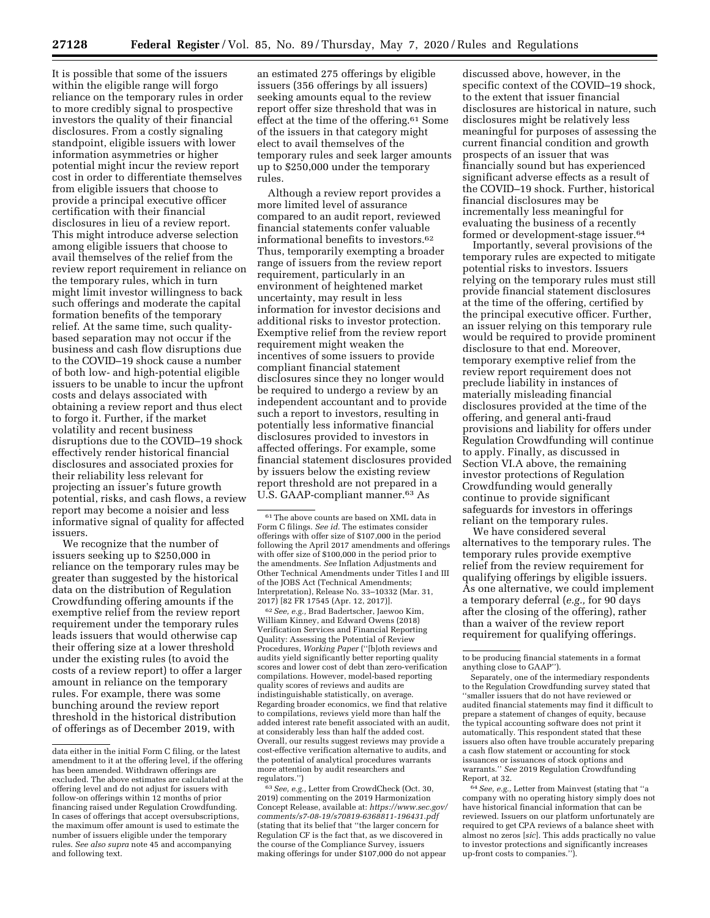It is possible that some of the issuers within the eligible range will forgo reliance on the temporary rules in order to more credibly signal to prospective investors the quality of their financial disclosures. From a costly signaling standpoint, eligible issuers with lower information asymmetries or higher potential might incur the review report cost in order to differentiate themselves from eligible issuers that choose to provide a principal executive officer certification with their financial disclosures in lieu of a review report. This might introduce adverse selection among eligible issuers that choose to avail themselves of the relief from the review report requirement in reliance on the temporary rules, which in turn might limit investor willingness to back such offerings and moderate the capital formation benefits of the temporary relief. At the same time, such quality-based separation may not occur if the business and cash flow disruptions due to the COVID–19 shock cause a number of both low- and high-potential eligible issuers to be unable to incur the upfront costs and delays associated with obtaining a review report and thus elect to forgo it. Further, if the market volatility and recent business disruptions due to the COVID–19 shock effectively render historical financial disclosures and associated proxies for their reliability less relevant for projecting an issuer's future growth potential, risks, and cash flows, a review report may become a noisier and less informative signal of quality for affected issuers.

We recognize that the number of issuers seeking up to $250,000 in reliance on the temporary rules may be greater than suggested by the historical data on the distribution of Regulation Crowdfunding offering amounts if the exemptive relief from the review report requirement under the temporary rules leads issuers that would otherwise cap their offering size at a lower threshold under the existing rules (to avoid the costs of a review report) to offer a larger amount in reliance on the temporary rules. For example, there was some bunching around the review report threshold in the historical distribution of offerings as of December 2019, with an estimated 275 offerings by eligible issuers (356 offerings by all issuers) seeking amounts equal to the review report offer size threshold that was in effect at the time of the offering.[61] Some of the issuers in that category might elect to avail themselves of the temporary rules and seek larger amounts up to $250,000 under the temporary rules.

Although a review report provides a more limited level of assurance compared to an audit report, reviewed financial statements confer valuable informational benefits to investors.[62] Thus, temporarily exempting a broader range of issuers from the review report requirement, particularly in an environment of heightened market uncertainty, may result in less information for investor decisions and additional risks to investor protection. Exemptive relief from the review report requirement might weaken the incentives of some issuers to provide compliant financial statement disclosures since they no longer would be required to undergo a review by an independent accountant and to provide such a report to investors, resulting in potentially less informative financial disclosures provided to investors in affected offerings. For example, some financial statement disclosures provided by issuers below the existing review report threshold are not prepared in a U.S. GAAP-compliant manner.[63] As discussed above, however, in the specific context of the COVID–19 shock, to the extent that issuer financial disclosures are historical in nature, such disclosures might be relatively less meaningful for purposes of assessing the current financial condition and growth prospects of an issuer that was financially sound but has experienced significant adverse effects as a result of the COVID–19 shock. Further, historical financial disclosures may be incrementally less meaningful for evaluating the business of a recently formed or development-stage issuer.[64]

Importantly, several provisions of the temporary rules are expected to mitigate potential risks to investors. Issuers relying on the temporary rules must still provide financial statement disclosures at the time of the offering, certified by the principal executive officer. Further, an issuer relying on this temporary rule would be required to provide prominent disclosure to that end. Moreover, temporary exemptive relief from the review report requirement does not preclude liability in instances of materially misleading financial disclosures provided at the time of the offering, and general anti-fraud provisions and liability for offers under Regulation Crowdfunding will continue to apply. Finally, as discussed in Section VI.A above, the remaining investor protections of Regulation Crowdfunding would generally continue to provide significant safeguards for investors in offerings reliant on the temporary rules.

We have considered several alternatives to the temporary rules. The temporary rules provide exemptive relief from the review requirement for qualifying offerings by eligible issuers. As one alternative, we could implement a temporary deferral (*e.g.,* for 90 days after the closing of the offering), rather than a waiver of the review report requirement for qualifying offerings.

---

data either in the initial Form C filing, or the latest amendment to it at the offering level, if the offering has been amended. Withdrawn offerings are excluded. The above estimates are calculated at the offering level and do not adjust for issuers with follow-on offerings within 12 months of prior financing raised under Regulation Crowdfunding. In cases of offerings that accept oversubscriptions, the maximum offer amount is used to estimate the number of issuers eligible under the temporary rules. *See also supra* note 45 and accompanying and following text.

[61] The above counts are based on XML data in Form C filings. *See id.* The estimates consider offerings with offer size of $107,000 in the period following the April 2017 amendments and offerings with offer size of $100,000 in the period prior to the amendments. *See* Inflation Adjustments and Other Technical Amendments under Titles I and III of the JOBS Act (Technical Amendments; Interpretation), Release No. 33–10332 (Mar. 31, 2017) [82 FR 17545 (Apr. 12, 2017)].

[62] *See, e.g.,* Brad Badertscher, Jaewoo Kim, William Kinney, and Edward Owens (2018) Verification Services and Financial Reporting Quality: Assessing the Potential of Review Procedures, *Working Paper* (''[b]oth reviews and audits yield significantly better reporting quality scores and lower cost of debt than zero-verification compilations. However, model-based reporting quality scores of reviews and audits are indistinguishable statistically, on average. Regarding broader economics, we find that relative to compilations, reviews yield more than half the added interest rate benefit associated with an audit, at considerably less than half the added cost. Overall, our results suggest reviews may provide a cost-effective verification alternative to audits, and the potential of analytical procedures warrants more attention by audit researchers and regulators.'')

[63] *See, e.g.,* Letter from CrowdCheck (Oct. 30, 2019) commenting on the 2019 Harmonization Concept Release, available at: *https://www.sec.gov/comments/s7-08-19/s70819-6368811-196431.pdf* (stating that its belief that ''the larger concern for Regulation CF is the fact that, as we discovered in the course of the Compliance Survey, issuers making offerings for under $107,000 do not appear to be producing financial statements in a format anything close to GAAP'').

Separately, one of the intermediary respondents to the Regulation Crowdfunding survey stated that ''smaller issuers that do not have reviewed or audited financial statements may find it difficult to prepare a statement of changes of equity, because the typical accounting software does not print it automatically. This respondent stated that these issuers also often have trouble accurately preparing a cash flow statement or accounting for stock issuances or issuances of stock options and warrants.'' *See* 2019 Regulation Crowdfunding Report, at 32.

[64] *See, e.g.,* Letter from Mainvest (stating that ''a company with no operating history simply does not have historical financial information that can be reviewed. Issuers on our platform unfortunately are required to get CPA reviews of a balance sheet with almost no zeros [*sic*]. This adds practically no value to investor protections and significantly increases up-front costs to companies.'').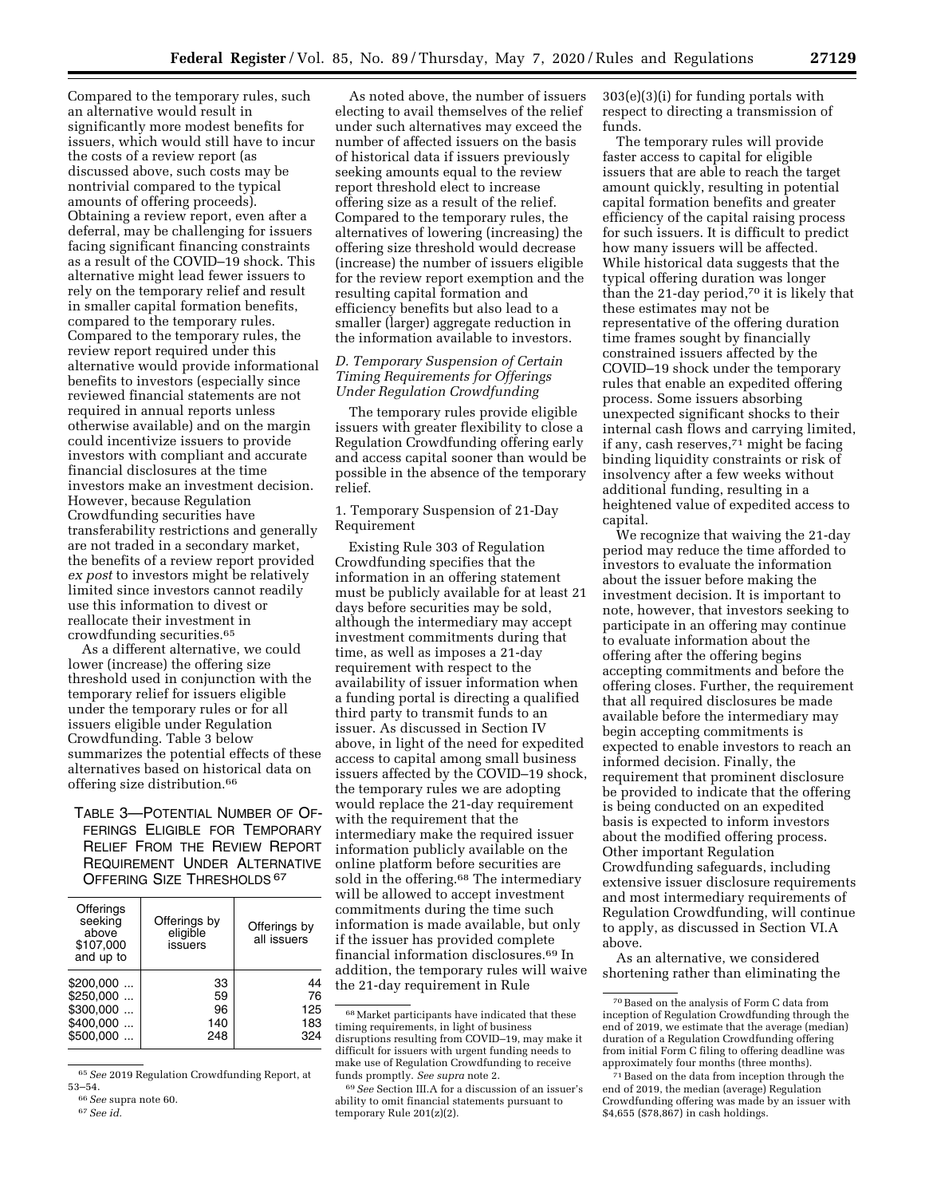Compared to the temporary rules, such an alternative would result in significantly more modest benefits for issuers, which would still have to incur the costs of a review report (as discussed above, such costs may be nontrivial compared to the typical amounts of offering proceeds). Obtaining a review report, even after a deferral, may be challenging for issuers facing significant financing constraints as a result of the COVID–19 shock. This alternative might lead fewer issuers to rely on the temporary relief and result in smaller capital formation benefits, compared to the temporary rules. Compared to the temporary rules, the review report required under this alternative would provide informational benefits to investors (especially since reviewed financial statements are not required in annual reports unless otherwise available) and on the margin could incentivize issuers to provide investors with compliant and accurate financial disclosures at the time investors make an investment decision. However, because Regulation Crowdfunding securities have transferability restrictions and generally are not traded in a secondary market, the benefits of a review report provided *ex post* to investors might be relatively limited since investors cannot readily use this information to divest or reallocate their investment in crowdfunding securities.[65]

As a different alternative, we could lower (increase) the offering size threshold used in conjunction with the temporary relief for issuers eligible under the temporary rules or for all issuers eligible under Regulation Crowdfunding. Table 3 below summarizes the potential effects of these alternatives based on historical data on offering size distribution.[66]

TABLE 3—POTENTIAL NUMBER OF OFFERINGS ELIGIBLE FOR TEMPORARY RELIEF FROM THE REVIEW REPORT REQUIREMENT UNDER ALTERNATIVE OFFERING SIZE THRESHOLDS[67]

| Offerings seeking above $107,000 and up to | Offerings by eligible issuers | Offerings by all issuers |
|---|---|---|
| $200,000 ... | 33 | 44 |
| $250,000 ... | 59 | 76 |
| $300,000 ... | 96 | 125 |
| $400,000 ... | 140 | 183 |
| $500,000 ... | 248 | 324 |

As noted above, the number of issuers electing to avail themselves of the relief under such alternatives may exceed the number of affected issuers on the basis of historical data if issuers previously seeking amounts equal to the review report threshold elect to increase offering size as a result of the relief. Compared to the temporary rules, the alternatives of lowering (increasing) the offering size threshold would decrease (increase) the number of issuers eligible for the review report exemption and the resulting capital formation and efficiency benefits but also lead to a smaller (larger) aggregate reduction in the information available to investors.

### *D. Temporary Suspension of Certain Timing Requirements for Offerings Under Regulation Crowdfunding*

The temporary rules provide eligible issuers with greater flexibility to close a Regulation Crowdfunding offering early and access capital sooner than would be possible in the absence of the temporary relief.

#### 1. Temporary Suspension of 21-Day Requirement

Existing Rule 303 of Regulation Crowdfunding specifies that the information in an offering statement must be publicly available for at least 21 days before securities may be sold, although the intermediary may accept investment commitments during that time, as well as imposes a 21-day requirement with respect to the availability of issuer information when a funding portal is directing a qualified third party to transmit funds to an issuer. As discussed in Section IV above, in light of the need for expedited access to capital among small business issuers affected by the COVID–19 shock, the temporary rules we are adopting would replace the 21-day requirement with the requirement that the intermediary make the required issuer information publicly available on the online platform before securities are sold in the offering.[68] The intermediary will be allowed to accept investment commitments during the time such information is made available, but only if the issuer has provided complete financial information disclosures.[69] In addition, the temporary rules will waive the 21-day requirement in Rule 303(e)(3)(i) for funding portals with respect to directing a transmission of funds.

The temporary rules will provide faster access to capital for eligible issuers that are able to reach the target amount quickly, resulting in potential capital formation benefits and greater efficiency of the capital raising process for such issuers. It is difficult to predict how many issuers will be affected. While historical data suggests that the typical offering duration was longer than the 21-day period,[70] it is likely that these estimates may not be representative of the offering duration time frames sought by financially constrained issuers affected by the COVID–19 shock under the temporary rules that enable an expedited offering process. Some issuers absorbing unexpected significant shocks to their internal cash flows and carrying limited, if any, cash reserves,[71] might be facing binding liquidity constraints or risk of insolvency after a few weeks without additional funding, resulting in a heightened value of expedited access to capital.

We recognize that waiving the 21-day period may reduce the time afforded to investors to evaluate the information about the issuer before making the investment decision. It is important to note, however, that investors seeking to participate in an offering may continue to evaluate information about the offering after the offering begins accepting commitments and before the offering closes. Further, the requirement that all required disclosures be made available before the intermediary may begin accepting commitments is expected to enable investors to reach an informed decision. Finally, the requirement that prominent disclosure be provided to indicate that the offering is being conducted on an expedited basis is expected to inform investors about the modified offering process. Other important Regulation Crowdfunding safeguards, including extensive issuer disclosure requirements and most intermediary requirements of Regulation Crowdfunding, will continue to apply, as discussed in Section VI.A above.

As an alternative, we considered shortening rather than eliminating the

---

[65] *See* 2019 Regulation Crowdfunding Report, at 53–54.

[66] *See* supra note 60.

[67] *See id.*

[68] Market participants have indicated that these timing requirements, in light of business disruptions resulting from COVID–19, may make it difficult for issuers with urgent funding needs to make use of Regulation Crowdfunding to receive funds promptly. *See supra* note 2.

[69] *See* Section III.A for a discussion of an issuer's ability to omit financial statements pursuant to temporary Rule 201(z)(2).

[70] Based on the analysis of Form C data from inception of Regulation Crowdfunding through the end of 2019, we estimate that the average (median) duration of a Regulation Crowdfunding offering from initial Form C filing to offering deadline was approximately four months (three months).

[71] Based on the data from inception through the end of 2019, the median (average) Regulation Crowdfunding offering was made by an issuer with $4,655 ($78,867) in cash holdings.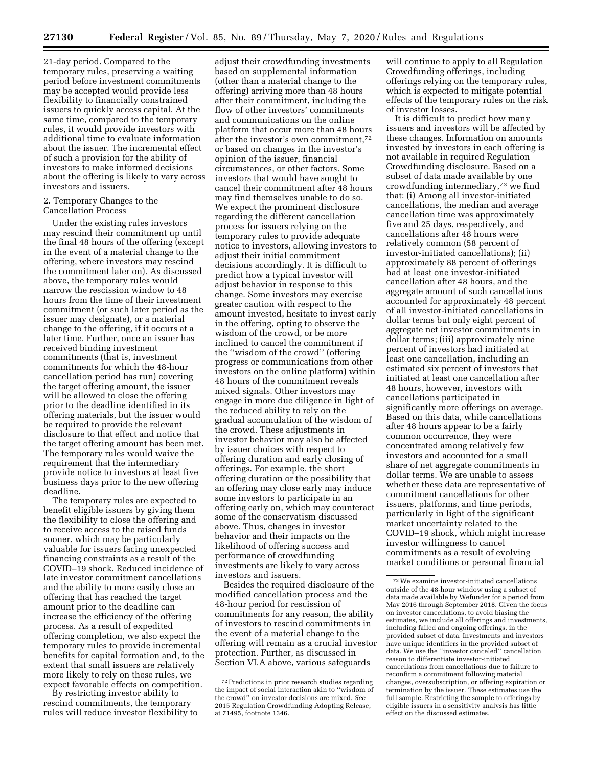21-day period. Compared to the temporary rules, preserving a waiting period before investment commitments may be accepted would provide less flexibility to financially constrained issuers to quickly access capital. At the same time, compared to the temporary rules, it would provide investors with additional time to evaluate information about the issuer. The incremental effect of such a provision for the ability of investors to make informed decisions about the offering is likely to vary across investors and issuers.

2. Temporary Changes to the Cancellation Process

Under the existing rules investors may rescind their commitment up until the final 48 hours of the offering (except in the event of a material change to the offering, where investors may rescind the commitment later on). As discussed above, the temporary rules would narrow the rescission window to 48 hours from the time of their investment commitment (or such later period as the issuer may designate), or a material change to the offering, if it occurs at a later time. Further, once an issuer has received binding investment commitments (that is, investment commitments for which the 48-hour cancellation period has run) covering the target offering amount, the issuer will be allowed to close the offering prior to the deadline identified in its offering materials, but the issuer would be required to provide the relevant disclosure to that effect and notice that the target offering amount has been met. The temporary rules would waive the requirement that the intermediary provide notice to investors at least five business days prior to the new offering deadline.

The temporary rules are expected to benefit eligible issuers by giving them the flexibility to close the offering and to receive access to the raised funds sooner, which may be particularly valuable for issuers facing unexpected financing constraints as a result of the COVID–19 shock. Reduced incidence of late investor commitment cancellations and the ability to more easily close an offering that has reached the target amount prior to the deadline can increase the efficiency of the offering process. As a result of expedited offering completion, we also expect the temporary rules to provide incremental benefits for capital formation and, to the extent that small issuers are relatively more likely to rely on these rules, we expect favorable effects on competition.

By restricting investor ability to rescind commitments, the temporary rules will reduce investor flexibility to adjust their crowdfunding investments based on supplemental information (other than a material change to the offering) arriving more than 48 hours after their commitment, including the flow of other investors' commitments and communications on the online platform that occur more than 48 hours after the investor's own commitment,[72] or based on changes in the investor's opinion of the issuer, financial circumstances, or other factors. Some investors that would have sought to cancel their commitment after 48 hours may find themselves unable to do so. We expect the prominent disclosure regarding the different cancellation process for issuers relying on the temporary rules to provide adequate notice to investors, allowing investors to adjust their initial commitment decisions accordingly. It is difficult to predict how a typical investor will adjust behavior in response to this change. Some investors may exercise greater caution with respect to the amount invested, hesitate to invest early in the offering, opting to observe the wisdom of the crowd, or be more inclined to cancel the commitment if the "wisdom of the crowd" (offering progress or communications from other investors on the online platform) within 48 hours of the commitment reveals mixed signals. Other investors may engage in more due diligence in light of the reduced ability to rely on the gradual accumulation of the wisdom of the crowd. These adjustments in investor behavior may also be affected by issuer choices with respect to offering duration and early closing of offerings. For example, the short offering duration or the possibility that an offering may close early may induce some investors to participate in an offering early on, which may counteract some of the conservatism discussed above. Thus, changes in investor behavior and their impacts on the likelihood of offering success and performance of crowdfunding investments are likely to vary across investors and issuers.

Besides the required disclosure of the modified cancellation process and the 48-hour period for rescission of commitments for any reason, the ability of investors to rescind commitments in the event of a material change to the offering will remain as a crucial investor protection. Further, as discussed in Section VI.A above, various safeguards will continue to apply to all Regulation Crowdfunding offerings, including offerings relying on the temporary rules, which is expected to mitigate potential effects of the temporary rules on the risk of investor losses.

It is difficult to predict how many issuers and investors will be affected by these changes. Information on amounts invested by investors in each offering is not available in required Regulation Crowdfunding disclosure. Based on a subset of data made available by one crowdfunding intermediary,[73] we find that: (i) Among all investor-initiated cancellations, the median and average cancellation time was approximately five and 25 days, respectively, and cancellations after 48 hours were relatively common (58 percent of investor-initiated cancellations); (ii) approximately 88 percent of offerings had at least one investor-initiated cancellation after 48 hours, and the aggregate amount of such cancellations accounted for approximately 48 percent of all investor-initiated cancellations in dollar terms but only eight percent of aggregate net investor commitments in dollar terms; (iii) approximately nine percent of investors had initiated at least one cancellation, including an estimated six percent of investors that initiated at least one cancellation after 48 hours, however, investors with cancellations participated in significantly more offerings on average. Based on this data, while cancellations after 48 hours appear to be a fairly common occurrence, they were concentrated among relatively few investors and accounted for a small share of net aggregate commitments in dollar terms. We are unable to assess whether these data are representative of commitment cancellations for other issuers, platforms, and time periods, particularly in light of the significant market uncertainty related to the COVID–19 shock, which might increase investor willingness to cancel commitments as a result of evolving market conditions or personal financial

[72] Predictions in prior research studies regarding the impact of social interaction akin to "wisdom of the crowd" on investor decisions are mixed. *See* 2015 Regulation Crowdfunding Adopting Release, at 71495, footnote 1346.

[73] We examine investor-initiated cancellations outside of the 48-hour window using a subset of data made available by Wefunder for a period from May 2016 through September 2018. Given the focus on investor cancellations, to avoid biasing the estimates, we include all offerings and investments, including failed and ongoing offerings, in the provided subset of data. Investments and investors have unique identifiers in the provided subset of data. We use the "investor canceled" cancellation reason to differentiate investor-initiated cancellations from cancellations due to failure to reconfirm a commitment following material changes, oversubscription, or offering expiration or termination by the issuer. These estimates use the full sample. Restricting the sample to offerings by eligible issuers in a sensitivity analysis has little effect on the discussed estimates.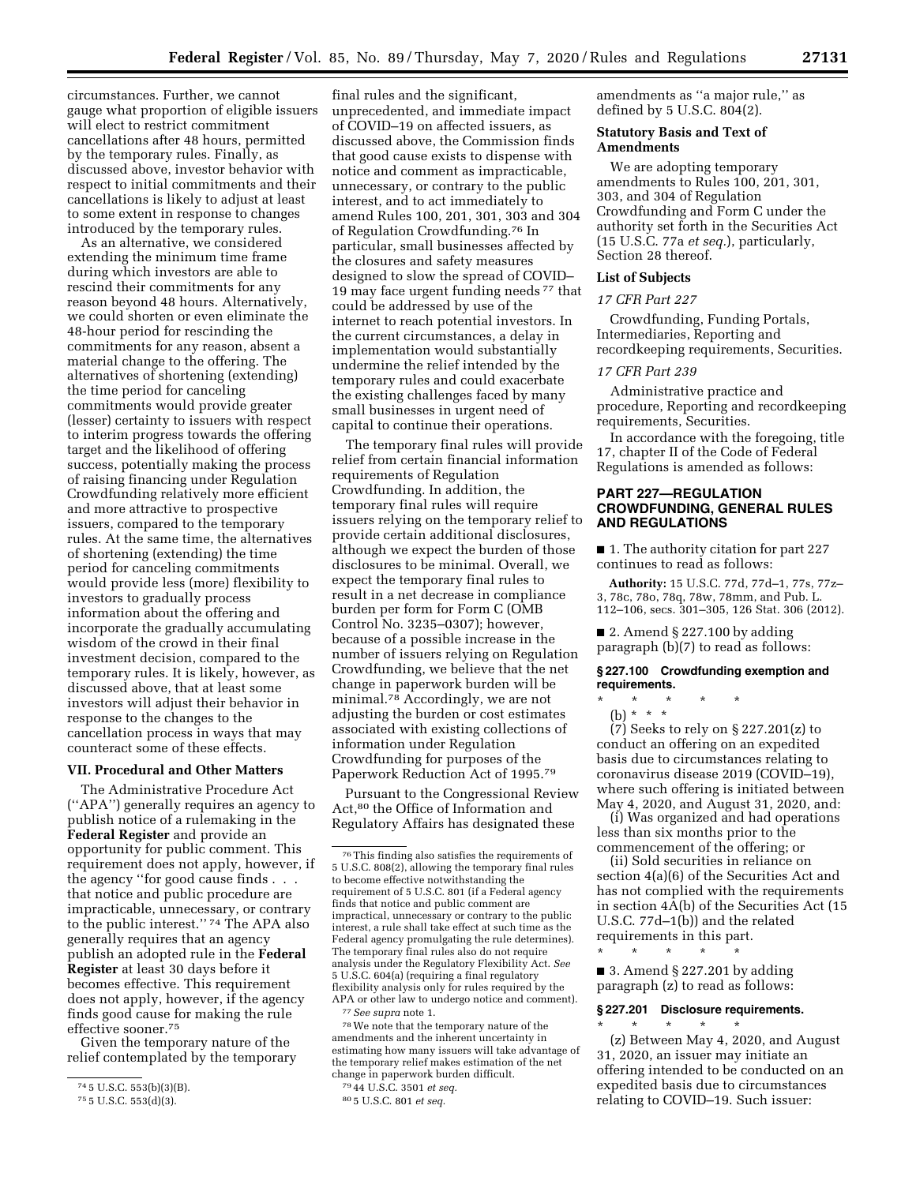circumstances. Further, we cannot gauge what proportion of eligible issuers will elect to restrict commitment cancellations after 48 hours, permitted by the temporary rules. Finally, as discussed above, investor behavior with respect to initial commitments and their cancellations is likely to adjust at least to some extent in response to changes introduced by the temporary rules.

As an alternative, we considered extending the minimum time frame during which investors are able to rescind their commitments for any reason beyond 48 hours. Alternatively, we could shorten or even eliminate the 48-hour period for rescinding the commitments for any reason, absent a material change to the offering. The alternatives of shortening (extending) the time period for canceling commitments would provide greater (lesser) certainty to issuers with respect to interim progress towards the offering target and the likelihood of offering success, potentially making the process of raising financing under Regulation Crowdfunding relatively more efficient and more attractive to prospective issuers, compared to the temporary rules. At the same time, the alternatives of shortening (extending) the time period for canceling commitments would provide less (more) flexibility to investors to gradually process information about the offering and incorporate the gradually accumulating wisdom of the crowd in their final investment decision, compared to the temporary rules. It is likely, however, as discussed above, that at least some investors will adjust their behavior in response to the changes to the cancellation process in ways that may counteract some of these effects.

## VII. Procedural and Other Matters

The Administrative Procedure Act (''APA'') generally requires an agency to publish notice of a rulemaking in the **Federal Register** and provide an opportunity for public comment. This requirement does not apply, however, if the agency ''for good cause finds . . . that notice and public procedure are impracticable, unnecessary, or contrary to the public interest.'' [74] The APA also generally requires that an agency publish an adopted rule in the **Federal Register** at least 30 days before it becomes effective. This requirement does not apply, however, if the agency finds good cause for making the rule effective sooner.[75]

Given the temporary nature of the relief contemplated by the temporary final rules and the significant, unprecedented, and immediate impact of COVID–19 on affected issuers, as discussed above, the Commission finds that good cause exists to dispense with notice and comment as impracticable, unnecessary, or contrary to the public interest, and to act immediately to amend Rules 100, 201, 301, 303 and 304 of Regulation Crowdfunding.[76] In particular, small businesses affected by the closures and safety measures designed to slow the spread of COVID–19 may face urgent funding needs [77] that could be addressed by use of the internet to reach potential investors. In the current circumstances, a delay in implementation would substantially undermine the relief intended by the temporary rules and could exacerbate the existing challenges faced by many small businesses in urgent need of capital to continue their operations.

The temporary final rules will provide relief from certain financial information requirements of Regulation Crowdfunding. In addition, the temporary final rules will require issuers relying on the temporary relief to provide certain additional disclosures, although we expect the burden of those disclosures to be minimal. Overall, we expect the temporary final rules to result in a net decrease in compliance burden per form for Form C (OMB Control No. 3235–0307); however, because of a possible increase in the number of issuers relying on Regulation Crowdfunding, we believe that the net change in paperwork burden will be minimal.[78] Accordingly, we are not adjusting the burden or cost estimates associated with existing collections of information under Regulation Crowdfunding for purposes of the Paperwork Reduction Act of 1995.[79]

Pursuant to the Congressional Review Act,[80] the Office of Information and Regulatory Affairs has designated these amendments as ''a major rule,'' as defined by 5 U.S.C. 804(2).

### Statutory Basis and Text of Amendments

We are adopting temporary amendments to Rules 100, 201, 301, 303, and 304 of Regulation Crowdfunding and Form C under the authority set forth in the Securities Act (15 U.S.C. 77a *et seq.*), particularly, Section 28 thereof.

### List of Subjects

*17 CFR Part 227*

Crowdfunding, Funding Portals, Intermediaries, Reporting and recordkeeping requirements, Securities.

*17 CFR Part 239*

Administrative practice and procedure, Reporting and recordkeeping requirements, Securities.

In accordance with the foregoing, title 17, chapter II of the Code of Federal Regulations is amended as follows:

## PART 227—REGULATION CROWDFUNDING, GENERAL RULES AND REGULATIONS

■ 1. The authority citation for part 227 continues to read as follows:

**Authority:** 15 U.S.C. 77d, 77d–1, 77s, 77z–3, 78c, 78o, 78q, 78w, 78mm, and Pub. L. 112–106, secs. 301–305, 126 Stat. 306 (2012).

■ 2. Amend § 227.100 by adding paragraph (b)(7) to read as follows:

**§ 227.100 Crowdfunding exemption and requirements.**

\* \* \* \* \*

(b) \* \* \*

(7) Seeks to rely on § 227.201(z) to conduct an offering on an expedited basis due to circumstances relating to coronavirus disease 2019 (COVID–19), where such offering is initiated between May 4, 2020, and August 31, 2020, and:

(i) Was organized and had operations less than six months prior to the commencement of the offering; or

(ii) Sold securities in reliance on section 4(a)(6) of the Securities Act and has not complied with the requirements in section 4A(b) of the Securities Act (15 U.S.C. 77d–1(b)) and the related requirements in this part.

\* \* \* \* \*

■ 3. Amend § 227.201 by adding paragraph (z) to read as follows:

**§ 227.201 Disclosure requirements.**

\* \* \* \* \*

(z) Between May 4, 2020, and August 31, 2020, an issuer may initiate an offering intended to be conducted on an expedited basis due to circumstances relating to COVID–19. Such issuer:

---

[74] 5 U.S.C. 553(b)(3)(B).

[75] 5 U.S.C. 553(d)(3).

[76] This finding also satisfies the requirements of 5 U.S.C. 808(2), allowing the temporary final rules to become effective notwithstanding the requirement of 5 U.S.C. 801 (if a Federal agency finds that notice and public comment are impractical, unnecessary or contrary to the public interest, a rule shall take effect at such time as the Federal agency promulgating the rule determines). The temporary final rules also do not require analysis under the Regulatory Flexibility Act. *See* 5 U.S.C. 604(a) (requiring a final regulatory flexibility analysis only for rules required by the APA or other law to undergo notice and comment).

[77] *See supra* note 1.

[78] We note that the temporary nature of the amendments and the inherent uncertainty in estimating how many issuers will take advantage of the temporary relief makes estimation of the net change in paperwork burden difficult.

[79] 44 U.S.C. 3501 *et seq.*

[80] 5 U.S.C. 801 *et seq.*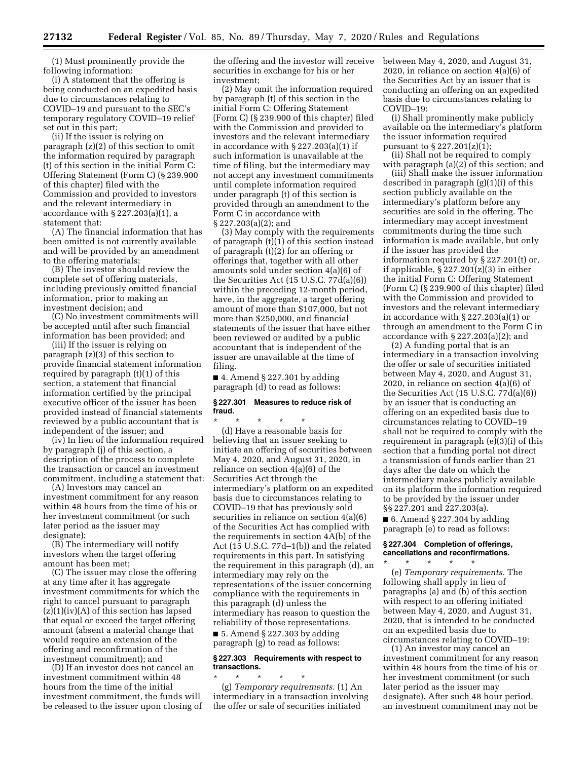(1) Must prominently provide the following information:

(i) A statement that the offering is being conducted on an expedited basis due to circumstances relating to COVID–19 and pursuant to the SEC's temporary regulatory COVID–19 relief set out in this part;

(ii) If the issuer is relying on paragraph (z)(2) of this section to omit the information required by paragraph (t) of this section in the initial Form C: Offering Statement (Form C) (§ 239.900 of this chapter) filed with the Commission and provided to investors and the relevant intermediary in accordance with § 227.203(a)(1), a statement that:

(A) The financial information that has been omitted is not currently available and will be provided by an amendment to the offering materials;

(B) The investor should review the complete set of offering materials, including previously omitted financial information, prior to making an investment decision; and

(C) No investment commitments will be accepted until after such financial information has been provided; and

(iii) If the issuer is relying on paragraph (z)(3) of this section to provide financial statement information required by paragraph (t)(1) of this section, a statement that financial information certified by the principal executive officer of the issuer has been provided instead of financial statements reviewed by a public accountant that is independent of the issuer; and

(iv) In lieu of the information required by paragraph (j) of this section, a description of the process to complete the transaction or cancel an investment commitment, including a statement that:

(A) Investors may cancel an investment commitment for any reason within 48 hours from the time of his or her investment commitment (or such later period as the issuer may designate);

(B) The intermediary will notify investors when the target offering amount has been met;

(C) The issuer may close the offering at any time after it has aggregate investment commitments for which the right to cancel pursuant to paragraph (z)(1)(iv)(A) of this section has lapsed that equal or exceed the target offering amount (absent a material change that would require an extension of the offering and reconfirmation of the investment commitment); and

(D) If an investor does not cancel an investment commitment within 48 hours from the time of the initial investment commitment, the funds will be released to the issuer upon closing of the offering and the investor will receive securities in exchange for his or her investment;

(2) May omit the information required by paragraph (t) of this section in the initial Form C: Offering Statement (Form C) (§ 239.900 of this chapter) filed with the Commission and provided to investors and the relevant intermediary in accordance with § 227.203(a)(1) if such information is unavailable at the time of filing, but the intermediary may not accept any investment commitments until complete information required under paragraph (t) of this section is provided through an amendment to the Form C in accordance with § 227.203(a)(2); and

(3) May comply with the requirements of paragraph (t)(1) of this section instead of paragraph (t)(2) for an offering or offerings that, together with all other amounts sold under section 4(a)(6) of the Securities Act (15 U.S.C. 77d(a)(6)) within the preceding 12-month period, have, in the aggregate, a target offering amount of more than $107,000, but not more than $250,000, and financial statements of the issuer that have either been reviewed or audited by a public accountant that is independent of the issuer are unavailable at the time of filing.

■ 4. Amend § 227.301 by adding paragraph (d) to read as follows:

### § 227.301 Measures to reduce risk of fraud.

\* \* \* \* \*

(d) Have a reasonable basis for believing that an issuer seeking to initiate an offering of securities between May 4, 2020, and August 31, 2020, in reliance on section 4(a)(6) of the Securities Act through the intermediary's platform on an expedited basis due to circumstances relating to COVID–19 that has previously sold securities in reliance on section 4(a)(6) of the Securities Act has complied with the requirements in section 4A(b) of the Act (15 U.S.C. 77d–1(b)) and the related requirements in this part. In satisfying the requirement in this paragraph (d), an intermediary may rely on the representations of the issuer concerning compliance with the requirements in this paragraph (d) unless the intermediary has reason to question the reliability of those representations.

■ 5. Amend § 227.303 by adding paragraph (g) to read as follows:

### § 227.303 Requirements with respect to transactions.

\* \* \* \* \*

(g) *Temporary requirements.* (1) An intermediary in a transaction involving the offer or sale of securities initiated between May 4, 2020, and August 31, 2020, in reliance on section 4(a)(6) of the Securities Act by an issuer that is conducting an offering on an expedited basis due to circumstances relating to COVID–19:

(i) Shall prominently make publicly available on the intermediary's platform the issuer information required pursuant to § 227.201(z)(1);

(ii) Shall not be required to comply with paragraph (a)(2) of this section; and

(iii) Shall make the issuer information described in paragraph (g)(1)(i) of this section publicly available on the intermediary's platform before any securities are sold in the offering. The intermediary may accept investment commitments during the time such information is made available, but only if the issuer has provided the information required by § 227.201(t) or, if applicable, § 227.201(z)(3) in either the initial Form C: Offering Statement (Form C) (§ 239.900 of this chapter) filed with the Commission and provided to investors and the relevant intermediary in accordance with § 227.203(a)(1) or through an amendment to the Form C in accordance with § 227.203(a)(2); and

(2) A funding portal that is an intermediary in a transaction involving the offer or sale of securities initiated between May 4, 2020, and August 31, 2020, in reliance on section 4(a)(6) of the Securities Act (15 U.S.C. 77d(a)(6)) by an issuer that is conducting an offering on an expedited basis due to circumstances relating to COVID–19 shall not be required to comply with the requirement in paragraph (e)(3)(i) of this section that a funding portal not direct a transmission of funds earlier than 21 days after the date on which the intermediary makes publicly available on its platform the information required to be provided by the issuer under §§ 227.201 and 227.203(a).

■ 6. Amend § 227.304 by adding paragraph (e) to read as follows:

### § 227.304 Completion of offerings, cancellations and reconfirmations.

\* \* \* \* \*

(e) *Temporary requirements.* The following shall apply in lieu of paragraphs (a) and (b) of this section with respect to an offering initiated between May 4, 2020, and August 31, 2020, that is intended to be conducted on an expedited basis due to circumstances relating to COVID–19:

(1) An investor may cancel an investment commitment for any reason within 48 hours from the time of his or her investment commitment (or such later period as the issuer may designate). After such 48 hour period, an investment commitment may not be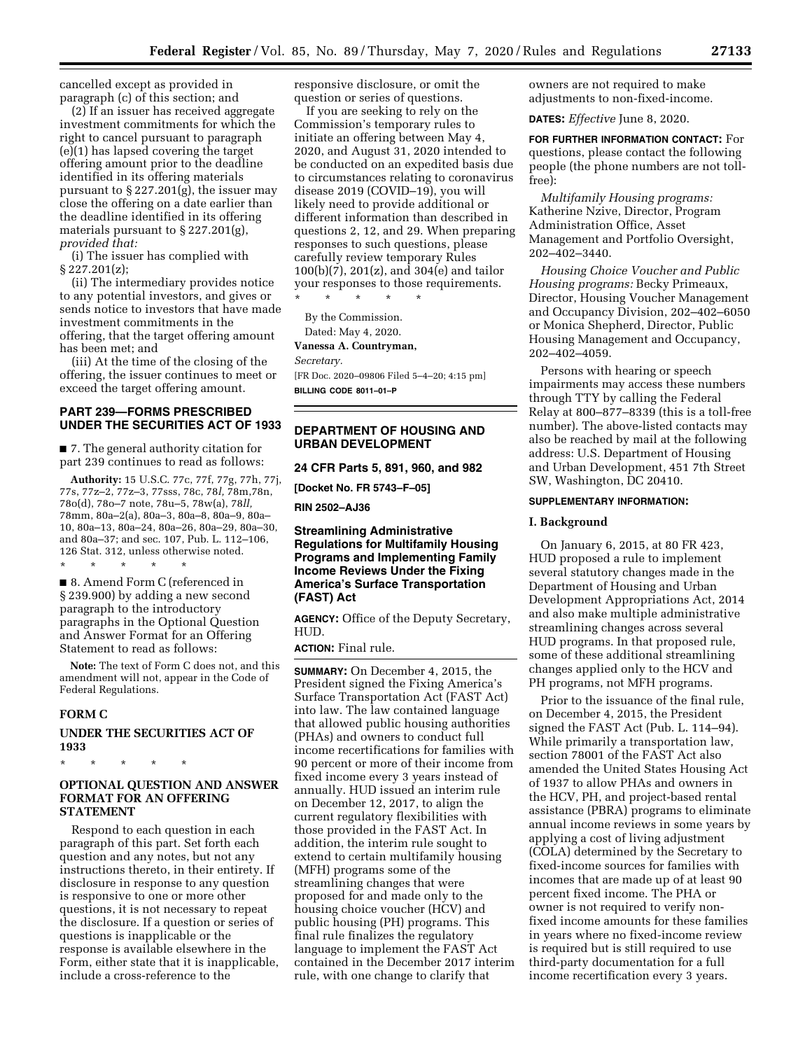cancelled except as provided in paragraph (c) of this section; and

(2) If an issuer has received aggregate investment commitments for which the right to cancel pursuant to paragraph (e)(1) has lapsed covering the target offering amount prior to the deadline identified in its offering materials pursuant to § 227.201(g), the issuer may close the offering on a date earlier than the deadline identified in its offering materials pursuant to § 227.201(g), *provided that:*

(i) The issuer has complied with § 227.201(z);

(ii) The intermediary provides notice to any potential investors, and gives or sends notice to investors that have made investment commitments in the offering, that the target offering amount has been met; and

(iii) At the time of the closing of the offering, the issuer continues to meet or exceed the target offering amount.

## PART 239—FORMS PRESCRIBED UNDER THE SECURITIES ACT OF 1933

■ 7. The general authority citation for part 239 continues to read as follows:

**Authority:** 15 U.S.C. 77c, 77f, 77g, 77h, 77j, 77s, 77z–2, 77z–3, 77sss, 78c, 78*l*, 78m,78n, 78o(d), 78o–7 note, 78u–5, 78w(a), 78*ll*, 78mm, 80a–2(a), 80a–3, 80a–8, 80a–9, 80a–10, 80a–13, 80a–24, 80a–26, 80a–29, 80a–30, and 80a–37; and sec. 107, Pub. L. 112–106, 126 Stat. 312, unless otherwise noted.

\* \* \* \* \*

■ 8. Amend Form C (referenced in § 239.900) by adding a new second paragraph to the introductory paragraphs in the Optional Question and Answer Format for an Offering Statement to read as follows:

**Note:** The text of Form C does not, and this amendment will not, appear in the Code of Federal Regulations.

### FORM C

### UNDER THE SECURITIES ACT OF 1933

\* \* \* \* \*

### OPTIONAL QUESTION AND ANSWER FORMAT FOR AN OFFERING STATEMENT

Respond to each question in each paragraph of this part. Set forth each question and any notes, but not any instructions thereto, in their entirety. If disclosure in response to any question is responsive to one or more other questions, it is not necessary to repeat the disclosure. If a question or series of questions is inapplicable or the response is available elsewhere in the Form, either state that it is inapplicable, include a cross-reference to the responsive disclosure, or omit the question or series of questions.

If you are seeking to rely on the Commission's temporary rules to initiate an offering between May 4, 2020, and August 31, 2020 intended to be conducted on an expedited basis due to circumstances relating to coronavirus disease 2019 (COVID–19), you will likely need to provide additional or different information than described in questions 2, 12, and 29. When preparing responses to such questions, please carefully review temporary Rules 100(b)(7), 201(z), and 304(e) and tailor your responses to those requirements.

\* \* \* \* \*

By the Commission.

Dated: May 4, 2020.

**Vanessa A. Countryman,**

*Secretary.*

[FR Doc. 2020–09806 Filed 5–4–20; 4:15 pm]

**BILLING CODE 8011–01–P**

## DEPARTMENT OF HOUSING AND URBAN DEVELOPMENT

**24 CFR Parts 5, 891, 960, and 982**

**[Docket No. FR 5743–F–05]**

**RIN 2502–AJ36**

## Streamlining Administrative Regulations for Multifamily Housing Programs and Implementing Family Income Reviews Under the Fixing America's Surface Transportation (FAST) Act

**AGENCY:** Office of the Deputy Secretary, HUD.

**ACTION:** Final rule.

**SUMMARY:** On December 4, 2015, the President signed the Fixing America's Surface Transportation Act (FAST Act) into law. The law contained language that allowed public housing authorities (PHAs) and owners to conduct full income recertifications for families with 90 percent or more of their income from fixed income every 3 years instead of annually. HUD issued an interim rule on December 12, 2017, to align the current regulatory flexibilities with those provided in the FAST Act. In addition, the interim rule sought to extend to certain multifamily housing (MFH) programs some of the streamlining changes that were proposed for and made only to the housing choice voucher (HCV) and public housing (PH) programs. This final rule finalizes the regulatory language to implement the FAST Act contained in the December 2017 interim rule, with one change to clarify that owners are not required to make adjustments to non-fixed-income.

**DATES:** *Effective* June 8, 2020.

**FOR FURTHER INFORMATION CONTACT:** For questions, please contact the following people (the phone numbers are not toll-free):

*Multifamily Housing programs:* Katherine Nzive, Director, Program Administration Office, Asset Management and Portfolio Oversight, 202–402–3440.

*Housing Choice Voucher and Public Housing programs:* Becky Primeaux, Director, Housing Voucher Management and Occupancy Division, 202–402–6050 or Monica Shepherd, Director, Public Housing Management and Occupancy, 202–402–4059.

Persons with hearing or speech impairments may access these numbers through TTY by calling the Federal Relay at 800–877–8339 (this is a toll-free number). The above-listed contacts may also be reached by mail at the following address: U.S. Department of Housing and Urban Development, 451 7th Street SW, Washington, DC 20410.

**SUPPLEMENTARY INFORMATION:**

### I. Background

On January 6, 2015, at 80 FR 423, HUD proposed a rule to implement several statutory changes made in the Department of Housing and Urban Development Appropriations Act, 2014 and also make multiple administrative streamlining changes across several HUD programs. In that proposed rule, some of these additional streamlining changes applied only to the HCV and PH programs, not MFH programs.

Prior to the issuance of the final rule, on December 4, 2015, the President signed the FAST Act (Pub. L. 114–94). While primarily a transportation law, section 78001 of the FAST Act also amended the United States Housing Act of 1937 to allow PHAs and owners in the HCV, PH, and project-based rental assistance (PBRA) programs to eliminate annual income reviews in some years by applying a cost of living adjustment (COLA) determined by the Secretary to fixed-income sources for families with incomes that are made up of at least 90 percent fixed income. The PHA or owner is not required to verify non-fixed income amounts for these families in years where no fixed-income review is required but is still required to use third-party documentation for a full income recertification every 3 years.